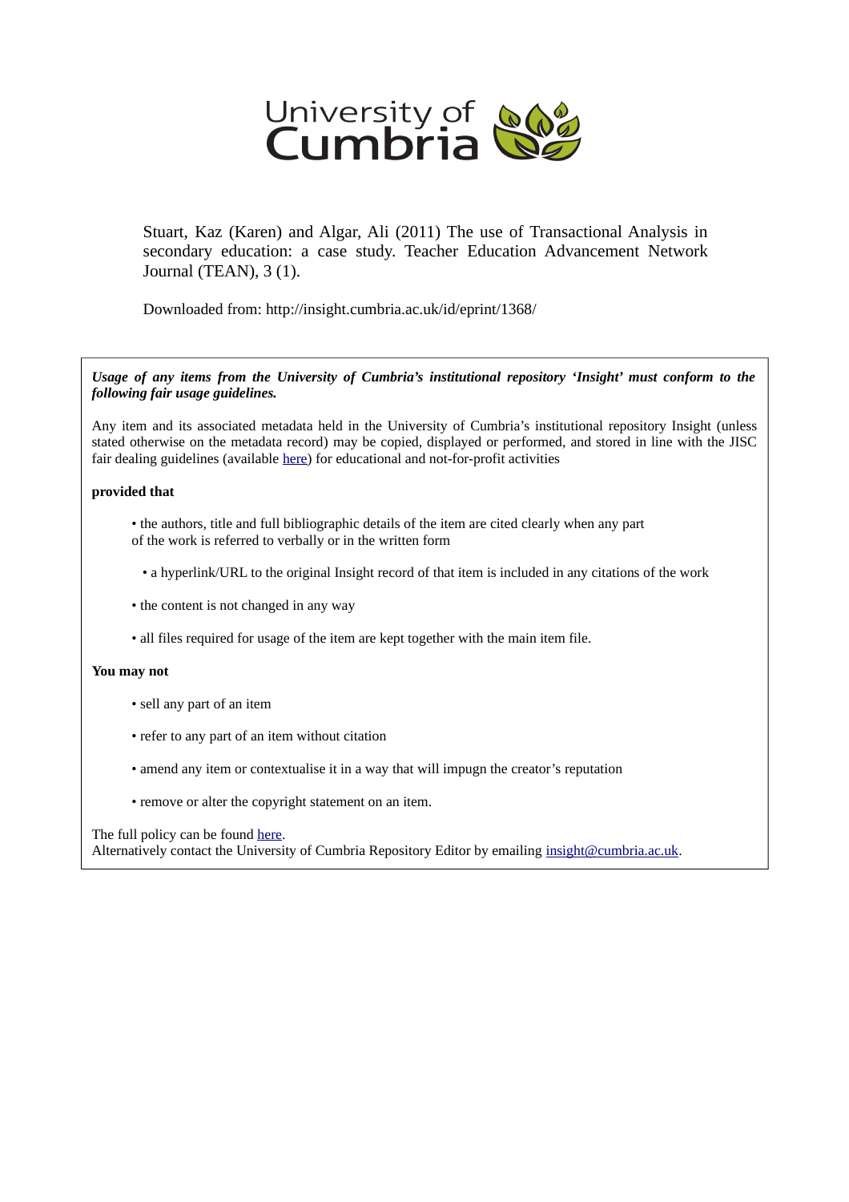University of Cumbria

Stuart, Kaz (Karen) and Algar, Ali (2011) The use of Transactional Analysis in secondary education: a case study. Teacher Education Advancement Network Journal (TEAN), 3 (1).

Downloaded from: http://insight.cumbria.ac.uk/id/eprint/1368/

***Usage of any items from the University of Cumbria's institutional repository 'Insight' must conform to the following fair usage guidelines.***

Any item and its associated metadata held in the University of Cumbria's institutional repository Insight (unless stated otherwise on the metadata record) may be copied, displayed or performed, and stored in line with the JISC fair dealing guidelines (available here) for educational and not-for-profit activities

**provided that**

- the authors, title and full bibliographic details of the item are cited clearly when any part of the work is referred to verbally or in the written form
- a hyperlink/URL to the original Insight record of that item is included in any citations of the work
- the content is not changed in any way
- all files required for usage of the item are kept together with the main item file.

**You may not**

- sell any part of an item
- refer to any part of an item without citation
- amend any item or contextualise it in a way that will impugn the creator's reputation
- remove or alter the copyright statement on an item.

The full policy can be found here.
Alternatively contact the University of Cumbria Repository Editor by emailing insight@cumbria.ac.uk.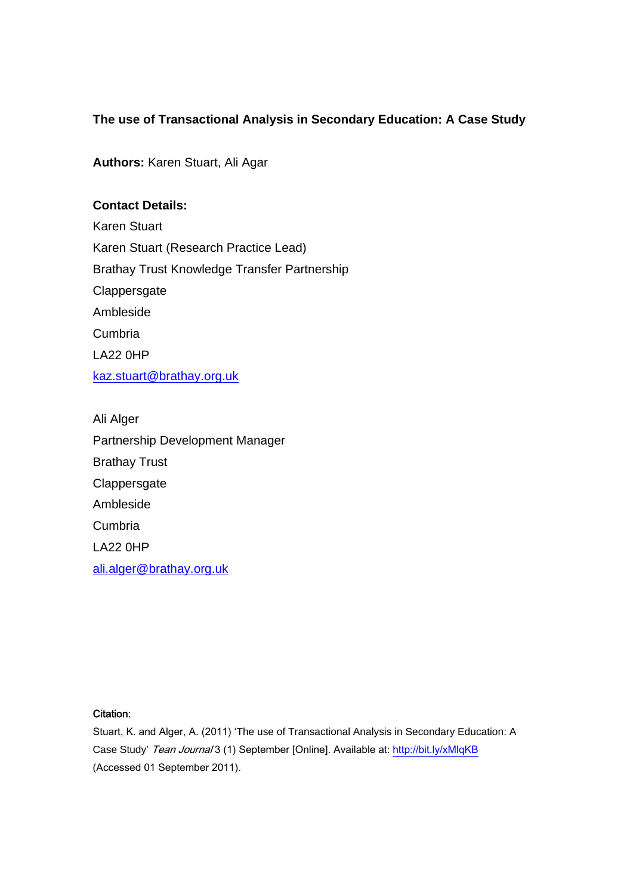**The use of Transactional Analysis in Secondary Education: A Case Study**

**Authors:** Karen Stuart, Ali Agar

**Contact Details:**

Karen Stuart

Karen Stuart (Research Practice Lead)

Brathay Trust Knowledge Transfer Partnership

Clappersgate

Ambleside

Cumbria

LA22 0HP

kaz.stuart@brathay.org.uk

Ali Alger

Partnership Development Manager

Brathay Trust

Clappersgate

Ambleside

Cumbria

LA22 0HP

ali.alger@brathay.org.uk

Citation:

Stuart, K. and Alger, A. (2011) 'The use of Transactional Analysis in Secondary Education: A Case Study' *Tean Journal* 3 (1) September [Online]. Available at: http://bit.ly/xMlqKB (Accessed 01 September 2011).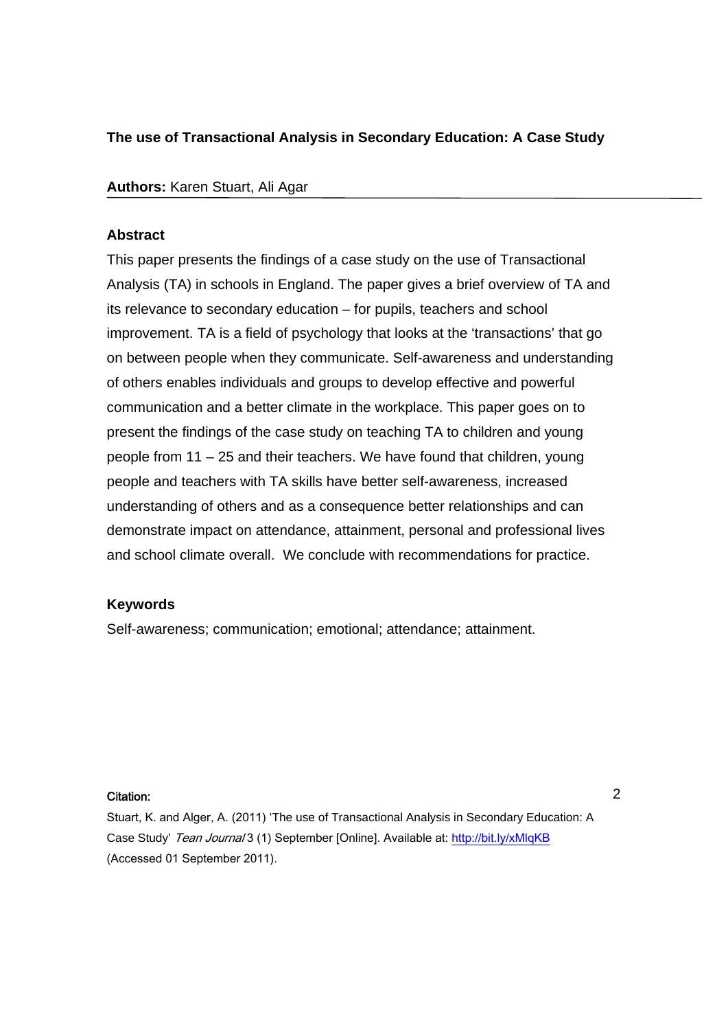**The use of Transactional Analysis in Secondary Education: A Case Study**

**Authors:** Karen Stuart, Ali Agar

**Abstract**

This paper presents the findings of a case study on the use of Transactional Analysis (TA) in schools in England. The paper gives a brief overview of TA and its relevance to secondary education – for pupils, teachers and school improvement. TA is a field of psychology that looks at the 'transactions' that go on between people when they communicate. Self-awareness and understanding of others enables individuals and groups to develop effective and powerful communication and a better climate in the workplace. This paper goes on to present the findings of the case study on teaching TA to children and young people from 11 – 25 and their teachers. We have found that children, young people and teachers with TA skills have better self-awareness, increased understanding of others and as a consequence better relationships and can demonstrate impact on attendance, attainment, personal and professional lives and school climate overall. We conclude with recommendations for practice.

**Keywords**

Self-awareness; communication; emotional; attendance; attainment.

**Citation:**

Stuart, K. and Alger, A. (2011) 'The use of Transactional Analysis in Secondary Education: A Case Study' *Tean Journal* 3 (1) September [Online]. Available at: http://bit.ly/xMlqKB (Accessed 01 September 2011).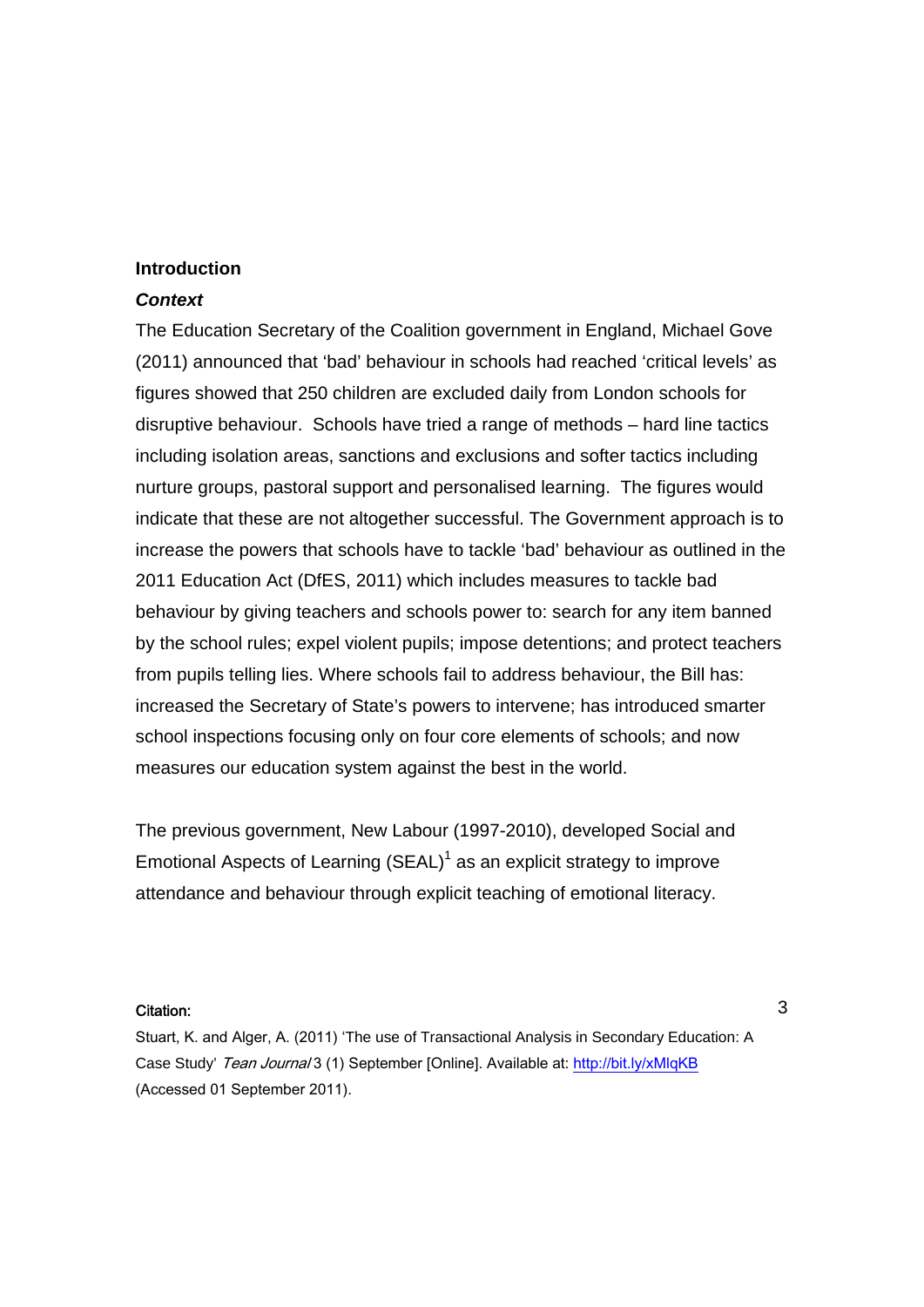## Introduction

### *Context*

The Education Secretary of the Coalition government in England, Michael Gove (2011) announced that 'bad' behaviour in schools had reached 'critical levels' as figures showed that 250 children are excluded daily from London schools for disruptive behaviour. Schools have tried a range of methods – hard line tactics including isolation areas, sanctions and exclusions and softer tactics including nurture groups, pastoral support and personalised learning. The figures would indicate that these are not altogether successful. The Government approach is to increase the powers that schools have to tackle 'bad' behaviour as outlined in the 2011 Education Act (DfES, 2011) which includes measures to tackle bad behaviour by giving teachers and schools power to: search for any item banned by the school rules; expel violent pupils; impose detentions; and protect teachers from pupils telling lies. Where schools fail to address behaviour, the Bill has: increased the Secretary of State's powers to intervene; has introduced smarter school inspections focusing only on four core elements of schools; and now measures our education system against the best in the world.

The previous government, New Labour (1997-2010), developed Social and Emotional Aspects of Learning (SEAL)[1] as an explicit strategy to improve attendance and behaviour through explicit teaching of emotional literacy.

**Citation:**

Stuart, K. and Alger, A. (2011) 'The use of Transactional Analysis in Secondary Education: A Case Study' *Tean Journal* 3 (1) September [Online]. Available at: http://bit.ly/xMlqKB (Accessed 01 September 2011).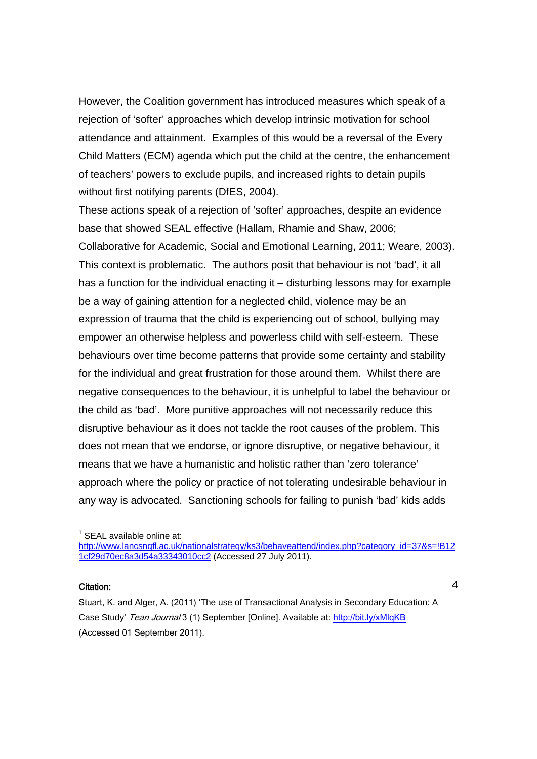However, the Coalition government has introduced measures which speak of a rejection of 'softer' approaches which develop intrinsic motivation for school attendance and attainment. Examples of this would be a reversal of the Every Child Matters (ECM) agenda which put the child at the centre, the enhancement of teachers' powers to exclude pupils, and increased rights to detain pupils without first notifying parents (DfES, 2004).

These actions speak of a rejection of 'softer' approaches, despite an evidence base that showed SEAL effective (Hallam, Rhamie and Shaw, 2006; Collaborative for Academic, Social and Emotional Learning, 2011; Weare, 2003). This context is problematic. The authors posit that behaviour is not 'bad', it all has a function for the individual enacting it – disturbing lessons may for example be a way of gaining attention for a neglected child, violence may be an expression of trauma that the child is experiencing out of school, bullying may empower an otherwise helpless and powerless child with self-esteem. These behaviours over time become patterns that provide some certainty and stability for the individual and great frustration for those around them. Whilst there are negative consequences to the behaviour, it is unhelpful to label the behaviour or the child as 'bad'. More punitive approaches will not necessarily reduce this disruptive behaviour as it does not tackle the root causes of the problem. This does not mean that we endorse, or ignore disruptive, or negative behaviour, it means that we have a humanistic and holistic rather than 'zero tolerance' approach where the policy or practice of not tolerating undesirable behaviour in any way is advocated. Sanctioning schools for failing to punish 'bad' kids adds

---

[1] SEAL available online at: http://www.lancsngfl.ac.uk/nationalstrategy/ks3/behaveattend/index.php?category_id=37&s=!B121cf29d70ec8a3d54a33343010cc2 (Accessed 27 July 2011).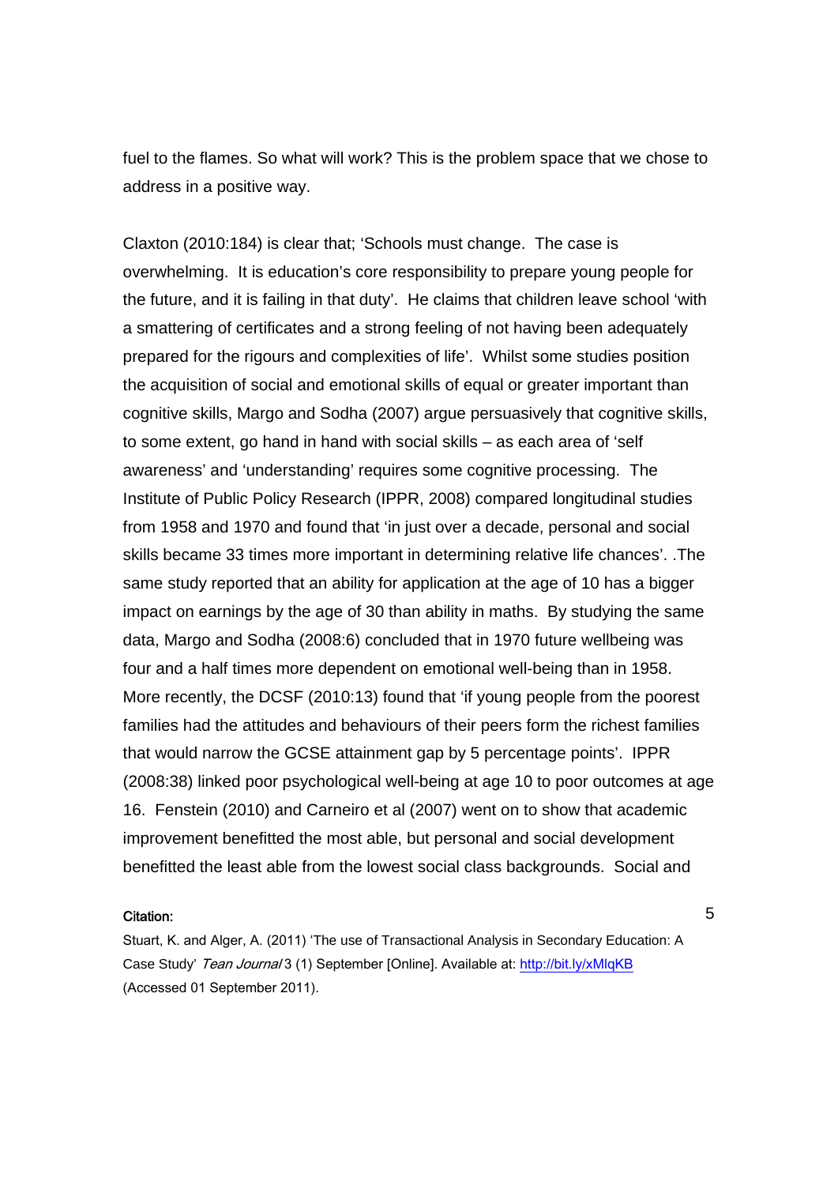fuel to the flames. So what will work? This is the problem space that we chose to address in a positive way.

Claxton (2010:184) is clear that; 'Schools must change. The case is overwhelming. It is education's core responsibility to prepare young people for the future, and it is failing in that duty'. He claims that children leave school 'with a smattering of certificates and a strong feeling of not having been adequately prepared for the rigours and complexities of life'. Whilst some studies position the acquisition of social and emotional skills of equal or greater important than cognitive skills, Margo and Sodha (2007) argue persuasively that cognitive skills, to some extent, go hand in hand with social skills – as each area of 'self awareness' and 'understanding' requires some cognitive processing. The Institute of Public Policy Research (IPPR, 2008) compared longitudinal studies from 1958 and 1970 and found that 'in just over a decade, personal and social skills became 33 times more important in determining relative life chances'. .The same study reported that an ability for application at the age of 10 has a bigger impact on earnings by the age of 30 than ability in maths. By studying the same data, Margo and Sodha (2008:6) concluded that in 1970 future wellbeing was four and a half times more dependent on emotional well-being than in 1958. More recently, the DCSF (2010:13) found that 'if young people from the poorest families had the attitudes and behaviours of their peers form the richest families that would narrow the GCSE attainment gap by 5 percentage points'. IPPR (2008:38) linked poor psychological well-being at age 10 to poor outcomes at age 16. Fenstein (2010) and Carneiro et al (2007) went on to show that academic improvement benefitted the most able, but personal and social development benefitted the least able from the lowest social class backgrounds. Social and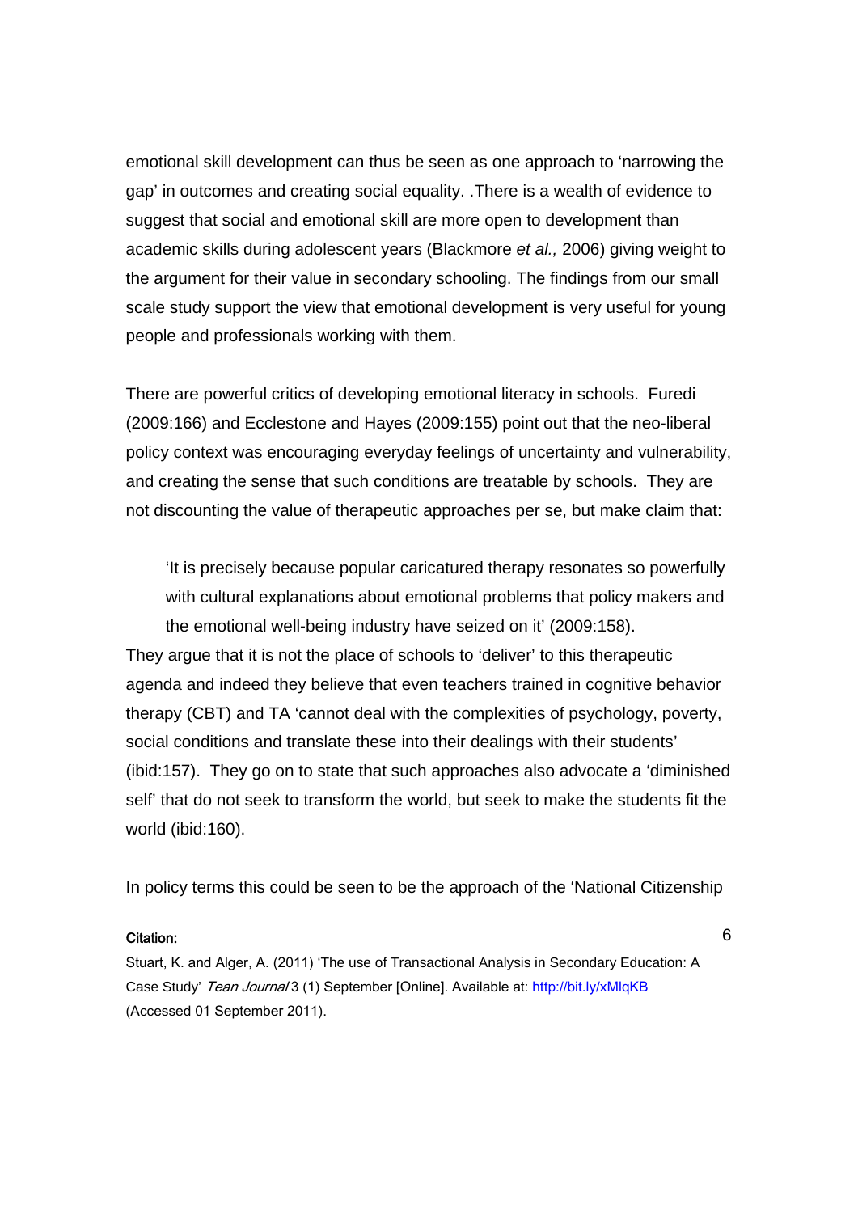emotional skill development can thus be seen as one approach to 'narrowing the gap' in outcomes and creating social equality. .There is a wealth of evidence to suggest that social and emotional skill are more open to development than academic skills during adolescent years (Blackmore *et al.,* 2006) giving weight to the argument for their value in secondary schooling. The findings from our small scale study support the view that emotional development is very useful for young people and professionals working with them.

There are powerful critics of developing emotional literacy in schools. Furedi (2009:166) and Ecclestone and Hayes (2009:155) point out that the neo-liberal policy context was encouraging everyday feelings of uncertainty and vulnerability, and creating the sense that such conditions are treatable by schools. They are not discounting the value of therapeutic approaches per se, but make claim that:

> 'It is precisely because popular caricatured therapy resonates so powerfully with cultural explanations about emotional problems that policy makers and the emotional well-being industry have seized on it' (2009:158).

They argue that it is not the place of schools to 'deliver' to this therapeutic agenda and indeed they believe that even teachers trained in cognitive behavior therapy (CBT) and TA 'cannot deal with the complexities of psychology, poverty, social conditions and translate these into their dealings with their students' (ibid:157). They go on to state that such approaches also advocate a 'diminished self' that do not seek to transform the world, but seek to make the students fit the world (ibid:160).

In policy terms this could be seen to be the approach of the 'National Citizenship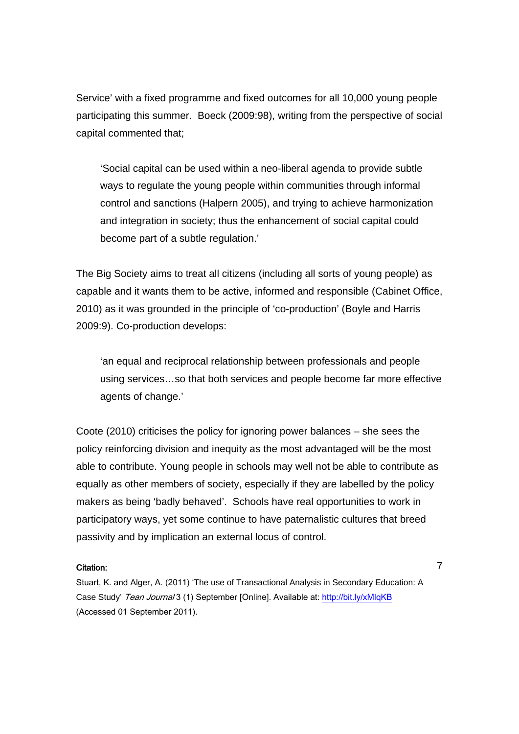Service' with a fixed programme and fixed outcomes for all 10,000 young people participating this summer. Boeck (2009:98), writing from the perspective of social capital commented that;

> 'Social capital can be used within a neo-liberal agenda to provide subtle ways to regulate the young people within communities through informal control and sanctions (Halpern 2005), and trying to achieve harmonization and integration in society; thus the enhancement of social capital could become part of a subtle regulation.'

The Big Society aims to treat all citizens (including all sorts of young people) as capable and it wants them to be active, informed and responsible (Cabinet Office, 2010) as it was grounded in the principle of 'co-production' (Boyle and Harris 2009:9). Co-production develops:

> 'an equal and reciprocal relationship between professionals and people using services…so that both services and people become far more effective agents of change.'

Coote (2010) criticises the policy for ignoring power balances – she sees the policy reinforcing division and inequity as the most advantaged will be the most able to contribute. Young people in schools may well not be able to contribute as equally as other members of society, especially if they are labelled by the policy makers as being 'badly behaved'. Schools have real opportunities to work in participatory ways, yet some continue to have paternalistic cultures that breed passivity and by implication an external locus of control.

**Citation:**

Stuart, K. and Alger, A. (2011) 'The use of Transactional Analysis in Secondary Education: A Case Study' *Tean Journal* 3 (1) September [Online]. Available at: http://bit.ly/xMlqKB (Accessed 01 September 2011).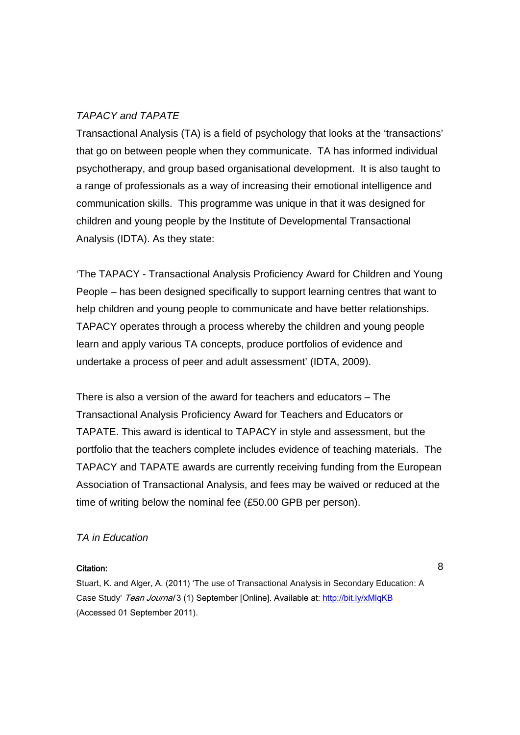*TAPACY and TAPATE*

Transactional Analysis (TA) is a field of psychology that looks at the 'transactions' that go on between people when they communicate. TA has informed individual psychotherapy, and group based organisational development. It is also taught to a range of professionals as a way of increasing their emotional intelligence and communication skills. This programme was unique in that it was designed for children and young people by the Institute of Developmental Transactional Analysis (IDTA). As they state:

'The TAPACY - Transactional Analysis Proficiency Award for Children and Young People – has been designed specifically to support learning centres that want to help children and young people to communicate and have better relationships. TAPACY operates through a process whereby the children and young people learn and apply various TA concepts, produce portfolios of evidence and undertake a process of peer and adult assessment' (IDTA, 2009).

There is also a version of the award for teachers and educators – The Transactional Analysis Proficiency Award for Teachers and Educators or TAPATE. This award is identical to TAPACY in style and assessment, but the portfolio that the teachers complete includes evidence of teaching materials. The TAPACY and TAPATE awards are currently receiving funding from the European Association of Transactional Analysis, and fees may be waived or reduced at the time of writing below the nominal fee (£50.00 GPB per person).

*TA in Education*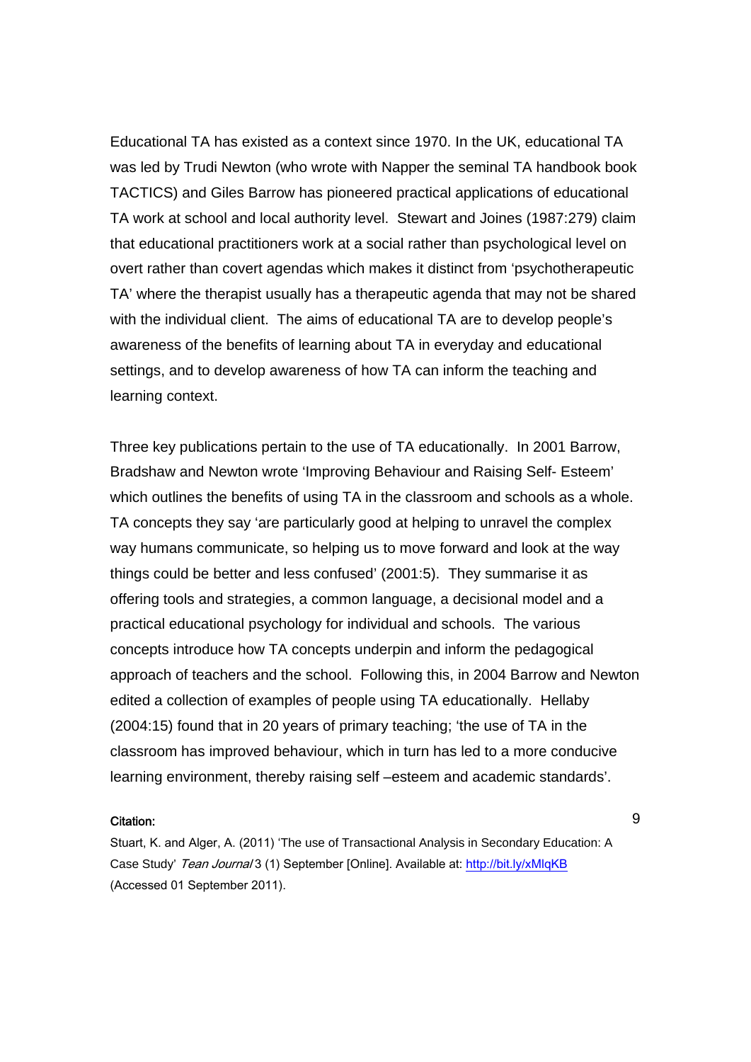Educational TA has existed as a context since 1970. In the UK, educational TA was led by Trudi Newton (who wrote with Napper the seminal TA handbook book TACTICS) and Giles Barrow has pioneered practical applications of educational TA work at school and local authority level. Stewart and Joines (1987:279) claim that educational practitioners work at a social rather than psychological level on overt rather than covert agendas which makes it distinct from 'psychotherapeutic TA' where the therapist usually has a therapeutic agenda that may not be shared with the individual client. The aims of educational TA are to develop people's awareness of the benefits of learning about TA in everyday and educational settings, and to develop awareness of how TA can inform the teaching and learning context.

Three key publications pertain to the use of TA educationally. In 2001 Barrow, Bradshaw and Newton wrote 'Improving Behaviour and Raising Self- Esteem' which outlines the benefits of using TA in the classroom and schools as a whole. TA concepts they say 'are particularly good at helping to unravel the complex way humans communicate, so helping us to move forward and look at the way things could be better and less confused' (2001:5). They summarise it as offering tools and strategies, a common language, a decisional model and a practical educational psychology for individual and schools. The various concepts introduce how TA concepts underpin and inform the pedagogical approach of teachers and the school. Following this, in 2004 Barrow and Newton edited a collection of examples of people using TA educationally. Hellaby (2004:15) found that in 20 years of primary teaching; 'the use of TA in the classroom has improved behaviour, which in turn has led to a more conducive learning environment, thereby raising self –esteem and academic standards'.

**Citation:**

Stuart, K. and Alger, A. (2011) 'The use of Transactional Analysis in Secondary Education: A Case Study' *Tean Journal* 3 (1) September [Online]. Available at: http://bit.ly/xMlqKB (Accessed 01 September 2011).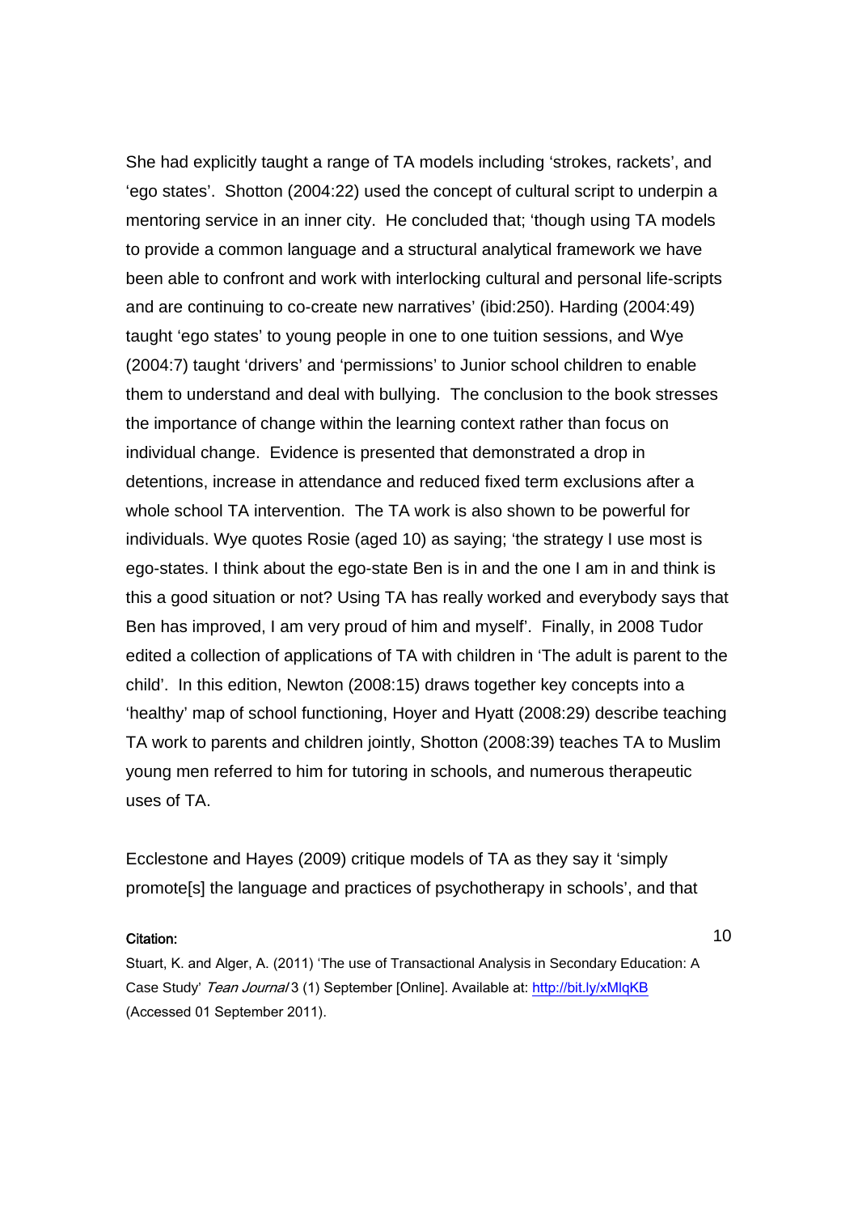She had explicitly taught a range of TA models including 'strokes, rackets', and 'ego states'. Shotton (2004:22) used the concept of cultural script to underpin a mentoring service in an inner city. He concluded that; 'though using TA models to provide a common language and a structural analytical framework we have been able to confront and work with interlocking cultural and personal life-scripts and are continuing to co-create new narratives' (ibid:250). Harding (2004:49) taught 'ego states' to young people in one to one tuition sessions, and Wye (2004:7) taught 'drivers' and 'permissions' to Junior school children to enable them to understand and deal with bullying. The conclusion to the book stresses the importance of change within the learning context rather than focus on individual change. Evidence is presented that demonstrated a drop in detentions, increase in attendance and reduced fixed term exclusions after a whole school TA intervention. The TA work is also shown to be powerful for individuals. Wye quotes Rosie (aged 10) as saying; 'the strategy I use most is ego-states. I think about the ego-state Ben is in and the one I am in and think is this a good situation or not? Using TA has really worked and everybody says that Ben has improved, I am very proud of him and myself'. Finally, in 2008 Tudor edited a collection of applications of TA with children in 'The adult is parent to the child'. In this edition, Newton (2008:15) draws together key concepts into a 'healthy' map of school functioning, Hoyer and Hyatt (2008:29) describe teaching TA work to parents and children jointly, Shotton (2008:39) teaches TA to Muslim young men referred to him for tutoring in schools, and numerous therapeutic uses of TA.

Ecclestone and Hayes (2009) critique models of TA as they say it 'simply promote[s] the language and practices of psychotherapy in schools', and that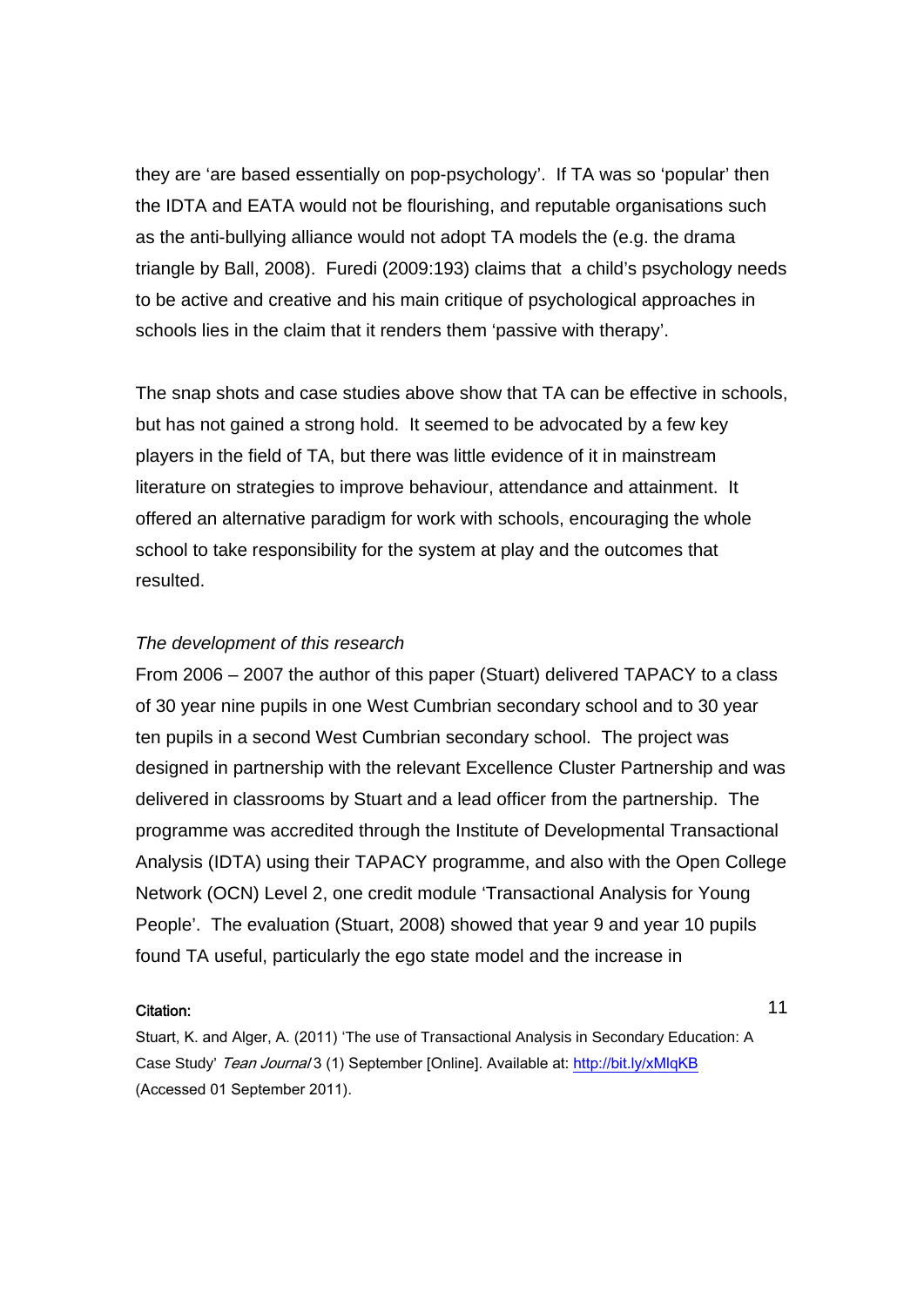they are 'are based essentially on pop-psychology'. If TA was so 'popular' then the IDTA and EATA would not be flourishing, and reputable organisations such as the anti-bullying alliance would not adopt TA models the (e.g. the drama triangle by Ball, 2008). Furedi (2009:193) claims that a child's psychology needs to be active and creative and his main critique of psychological approaches in schools lies in the claim that it renders them 'passive with therapy'.

The snap shots and case studies above show that TA can be effective in schools, but has not gained a strong hold. It seemed to be advocated by a few key players in the field of TA, but there was little evidence of it in mainstream literature on strategies to improve behaviour, attendance and attainment. It offered an alternative paradigm for work with schools, encouraging the whole school to take responsibility for the system at play and the outcomes that resulted.

*The development of this research*

From 2006 – 2007 the author of this paper (Stuart) delivered TAPACY to a class of 30 year nine pupils in one West Cumbrian secondary school and to 30 year ten pupils in a second West Cumbrian secondary school. The project was designed in partnership with the relevant Excellence Cluster Partnership and was delivered in classrooms by Stuart and a lead officer from the partnership. The programme was accredited through the Institute of Developmental Transactional Analysis (IDTA) using their TAPACY programme, and also with the Open College Network (OCN) Level 2, one credit module 'Transactional Analysis for Young People'. The evaluation (Stuart, 2008) showed that year 9 and year 10 pupils found TA useful, particularly the ego state model and the increase in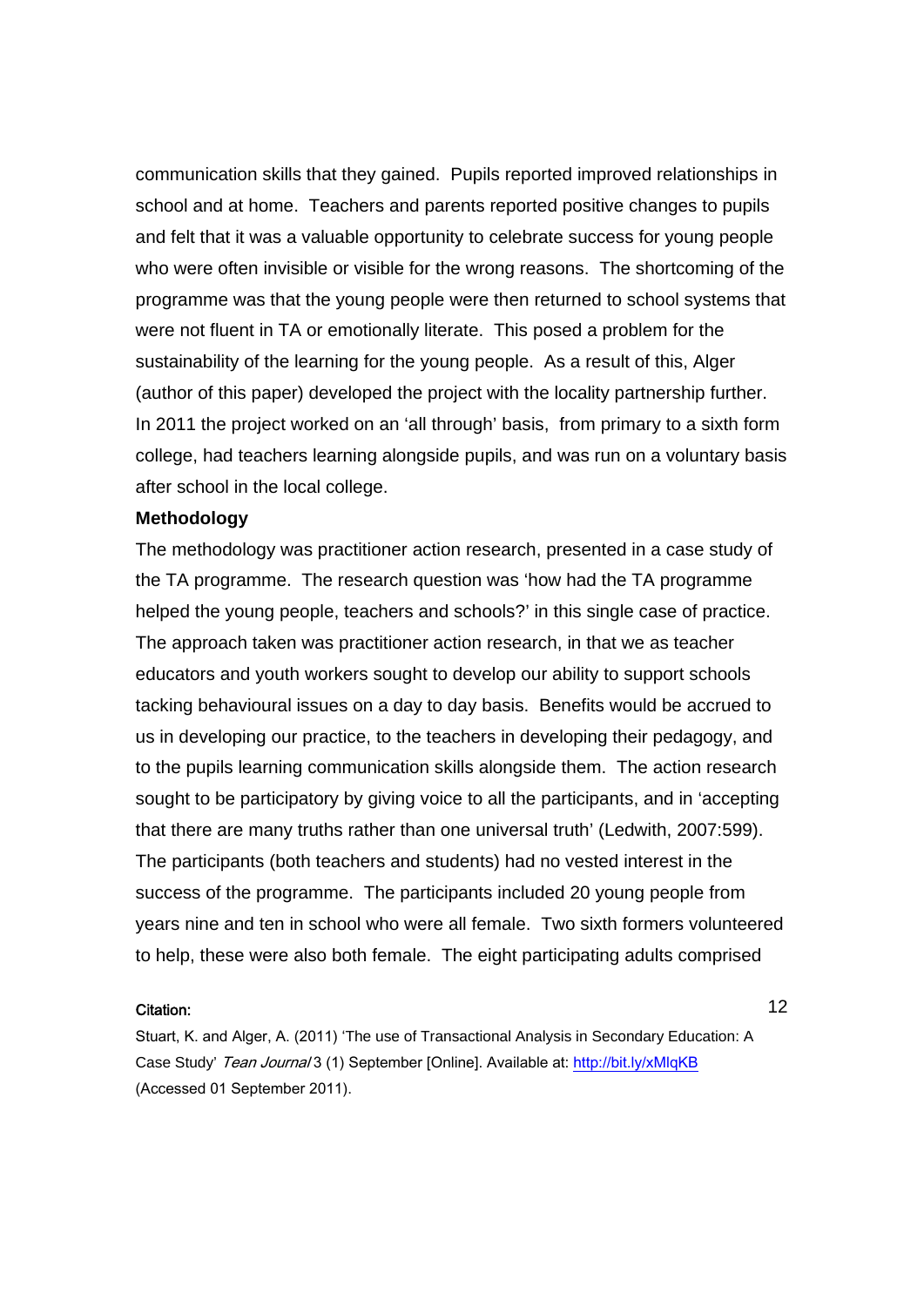communication skills that they gained. Pupils reported improved relationships in school and at home. Teachers and parents reported positive changes to pupils and felt that it was a valuable opportunity to celebrate success for young people who were often invisible or visible for the wrong reasons. The shortcoming of the programme was that the young people were then returned to school systems that were not fluent in TA or emotionally literate. This posed a problem for the sustainability of the learning for the young people. As a result of this, Alger (author of this paper) developed the project with the locality partnership further. In 2011 the project worked on an 'all through' basis, from primary to a sixth form college, had teachers learning alongside pupils, and was run on a voluntary basis after school in the local college.

**Methodology**

The methodology was practitioner action research, presented in a case study of the TA programme. The research question was 'how had the TA programme helped the young people, teachers and schools?' in this single case of practice. The approach taken was practitioner action research, in that we as teacher educators and youth workers sought to develop our ability to support schools tacking behavioural issues on a day to day basis. Benefits would be accrued to us in developing our practice, to the teachers in developing their pedagogy, and to the pupils learning communication skills alongside them. The action research sought to be participatory by giving voice to all the participants, and in 'accepting that there are many truths rather than one universal truth' (Ledwith, 2007:599). The participants (both teachers and students) had no vested interest in the success of the programme. The participants included 20 young people from years nine and ten in school who were all female. Two sixth formers volunteered to help, these were also both female. The eight participating adults comprised

**Citation:**

Stuart, K. and Alger, A. (2011) 'The use of Transactional Analysis in Secondary Education: A Case Study' *Tean Journal* 3 (1) September [Online]. Available at: http://bit.ly/xMlqKB (Accessed 01 September 2011).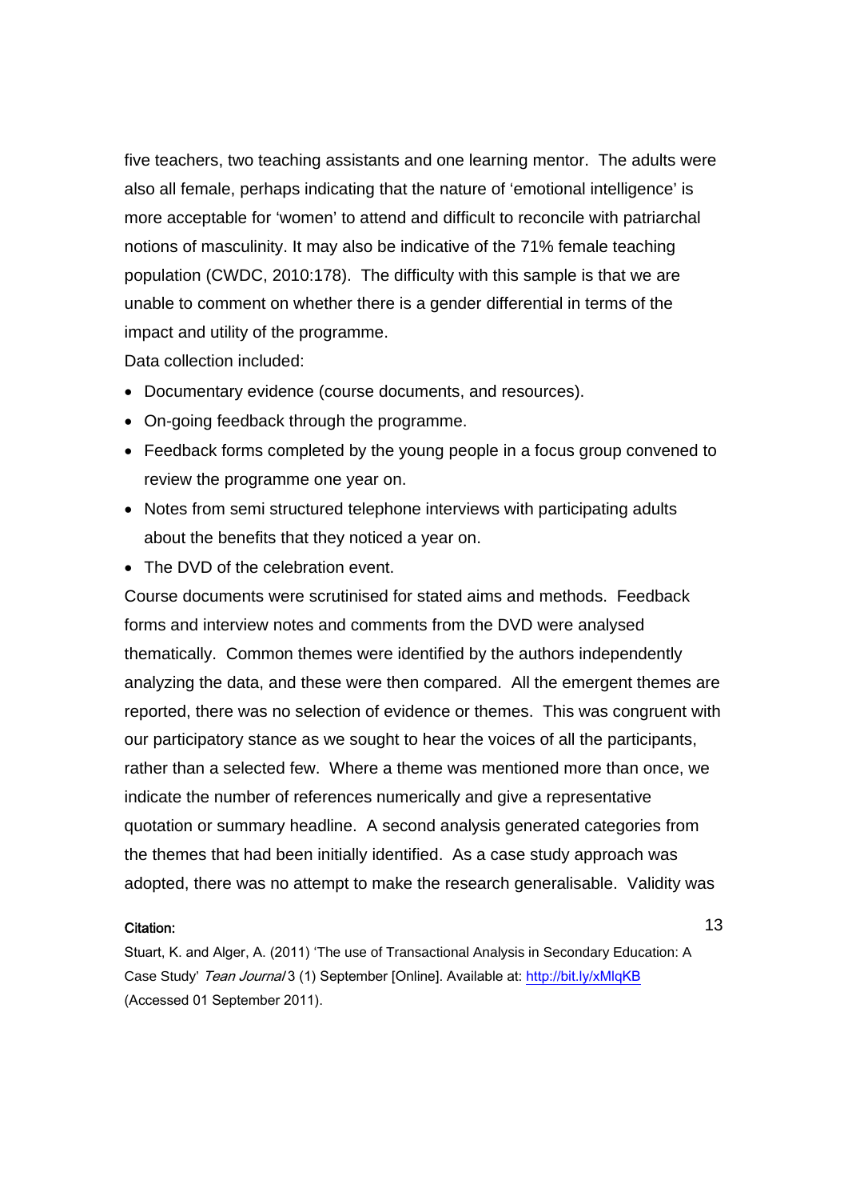five teachers, two teaching assistants and one learning mentor. The adults were also all female, perhaps indicating that the nature of 'emotional intelligence' is more acceptable for 'women' to attend and difficult to reconcile with patriarchal notions of masculinity. It may also be indicative of the 71% female teaching population (CWDC, 2010:178). The difficulty with this sample is that we are unable to comment on whether there is a gender differential in terms of the impact and utility of the programme.

Data collection included:

- Documentary evidence (course documents, and resources).
- On-going feedback through the programme.
- Feedback forms completed by the young people in a focus group convened to review the programme one year on.
- Notes from semi structured telephone interviews with participating adults about the benefits that they noticed a year on.
- The DVD of the celebration event.

Course documents were scrutinised for stated aims and methods. Feedback forms and interview notes and comments from the DVD were analysed thematically. Common themes were identified by the authors independently analyzing the data, and these were then compared. All the emergent themes are reported, there was no selection of evidence or themes. This was congruent with our participatory stance as we sought to hear the voices of all the participants, rather than a selected few. Where a theme was mentioned more than once, we indicate the number of references numerically and give a representative quotation or summary headline. A second analysis generated categories from the themes that had been initially identified. As a case study approach was adopted, there was no attempt to make the research generalisable. Validity was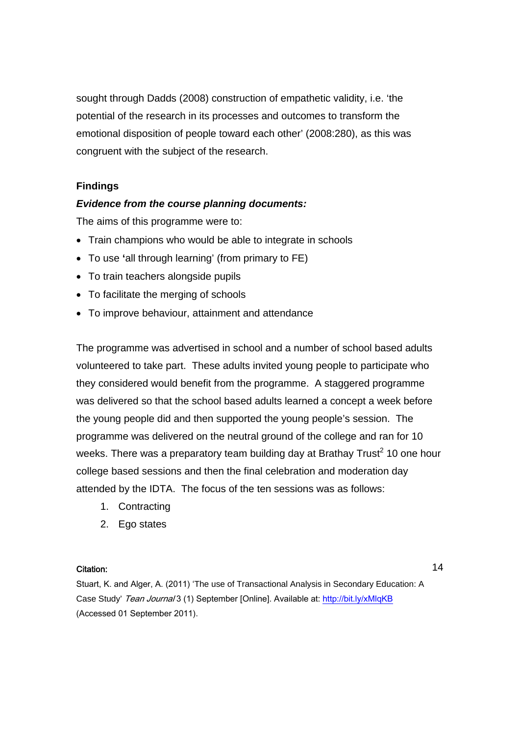sought through Dadds (2008) construction of empathetic validity, i.e. 'the potential of the research in its processes and outcomes to transform the emotional disposition of people toward each other' (2008:280), as this was congruent with the subject of the research.

**Findings**

***Evidence from the course planning documents:***

The aims of this programme were to:

- Train champions who would be able to integrate in schools
- To use **'**all through learning' (from primary to FE)
- To train teachers alongside pupils
- To facilitate the merging of schools
- To improve behaviour, attainment and attendance

The programme was advertised in school and a number of school based adults volunteered to take part. These adults invited young people to participate who they considered would benefit from the programme. A staggered programme was delivered so that the school based adults learned a concept a week before the young people did and then supported the young people's session. The programme was delivered on the neutral ground of the college and ran for 10 weeks. There was a preparatory team building day at Brathay Trust[2] 10 one hour college based sessions and then the final celebration and moderation day attended by the IDTA. The focus of the ten sessions was as follows:

1. Contracting
2. Ego states

**Citation:**

Stuart, K. and Alger, A. (2011) 'The use of Transactional Analysis in Secondary Education: A Case Study' *Tean Journal* 3 (1) September [Online]. Available at: http://bit.ly/xMlqKB (Accessed 01 September 2011).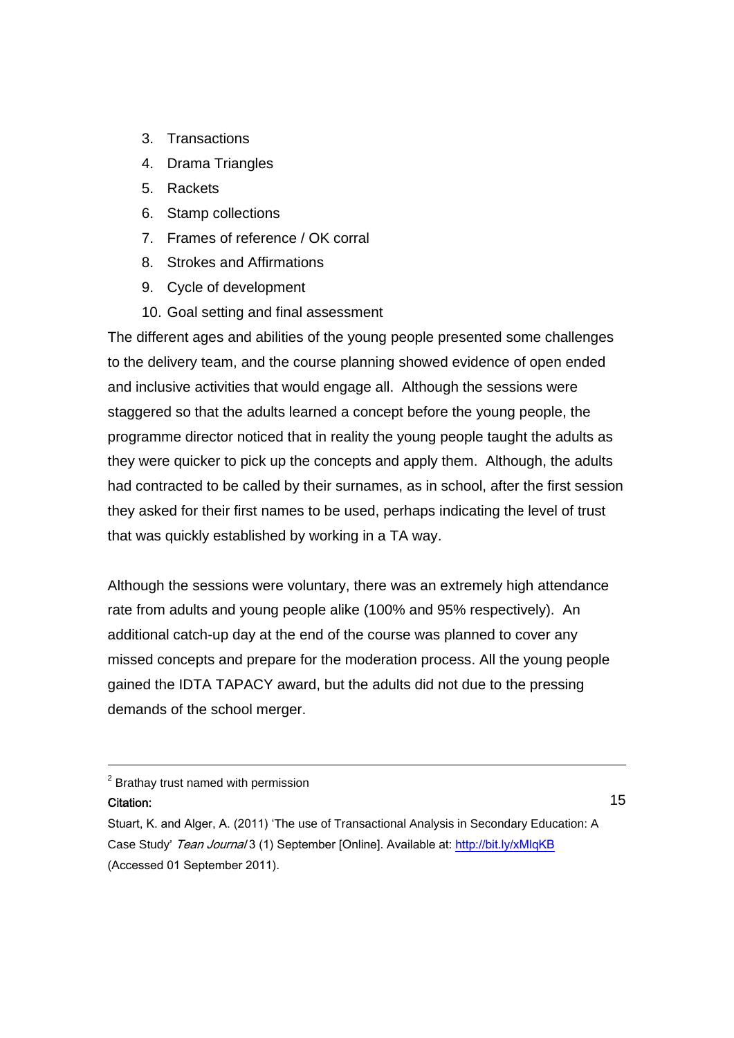3. Transactions
4. Drama Triangles
5. Rackets
6. Stamp collections
7. Frames of reference / OK corral
8. Strokes and Affirmations
9. Cycle of development
10. Goal setting and final assessment

The different ages and abilities of the young people presented some challenges to the delivery team, and the course planning showed evidence of open ended and inclusive activities that would engage all. Although the sessions were staggered so that the adults learned a concept before the young people, the programme director noticed that in reality the young people taught the adults as they were quicker to pick up the concepts and apply them. Although, the adults had contracted to be called by their surnames, as in school, after the first session they asked for their first names to be used, perhaps indicating the level of trust that was quickly established by working in a TA way.

Although the sessions were voluntary, there was an extremely high attendance rate from adults and young people alike (100% and 95% respectively). An additional catch-up day at the end of the course was planned to cover any missed concepts and prepare for the moderation process. All the young people gained the IDTA TAPACY award, but the adults did not due to the pressing demands of the school merger.

---

[2] Brathay trust named with permission

**Citation:**

Stuart, K. and Alger, A. (2011) 'The use of Transactional Analysis in Secondary Education: A Case Study' *Tean Journal* 3 (1) September [Online]. Available at: http://bit.ly/xMlqKB (Accessed 01 September 2011).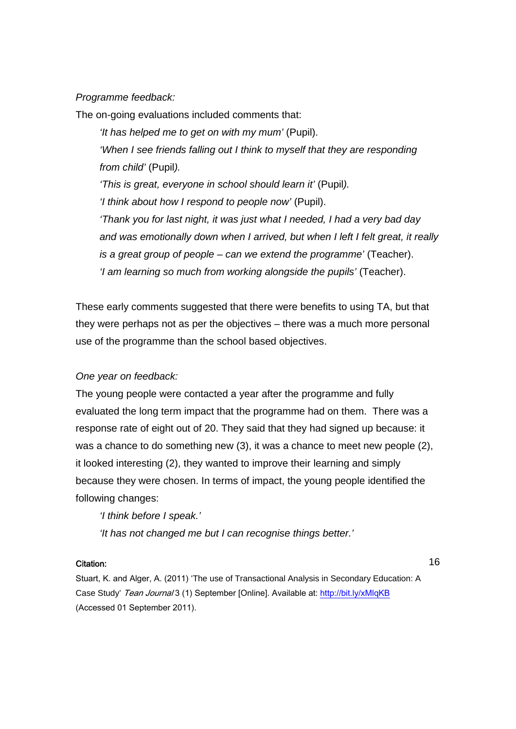*Programme feedback:*

The on-going evaluations included comments that:

> *'It has helped me to get on with my mum'* (Pupil).
>
> *'When I see friends falling out I think to myself that they are responding from child'* (Pupil*).*
>
> *'This is great, everyone in school should learn it'* (Pupil*).*
>
> *'I think about how I respond to people now'* (Pupil).
>
> *'Thank you for last night, it was just what I needed, I had a very bad day and was emotionally down when I arrived, but when I left I felt great, it really is a great group of people – can we extend the programme'* (Teacher).
>
> *'I am learning so much from working alongside the pupils'* (Teacher).

These early comments suggested that there were benefits to using TA, but that they were perhaps not as per the objectives – there was a much more personal use of the programme than the school based objectives.

*One year on feedback:*

The young people were contacted a year after the programme and fully evaluated the long term impact that the programme had on them. There was a response rate of eight out of 20. They said that they had signed up because: it was a chance to do something new (3), it was a chance to meet new people (2), it looked interesting (2), they wanted to improve their learning and simply because they were chosen. In terms of impact, the young people identified the following changes:

> *'I think before I speak.'*
>
> *'It has not changed me but I can recognise things better.'*

**Citation:**

Stuart, K. and Alger, A. (2011) 'The use of Transactional Analysis in Secondary Education: A Case Study' *Tean Journal* 3 (1) September [Online]. Available at: http://bit.ly/xMlqKB (Accessed 01 September 2011).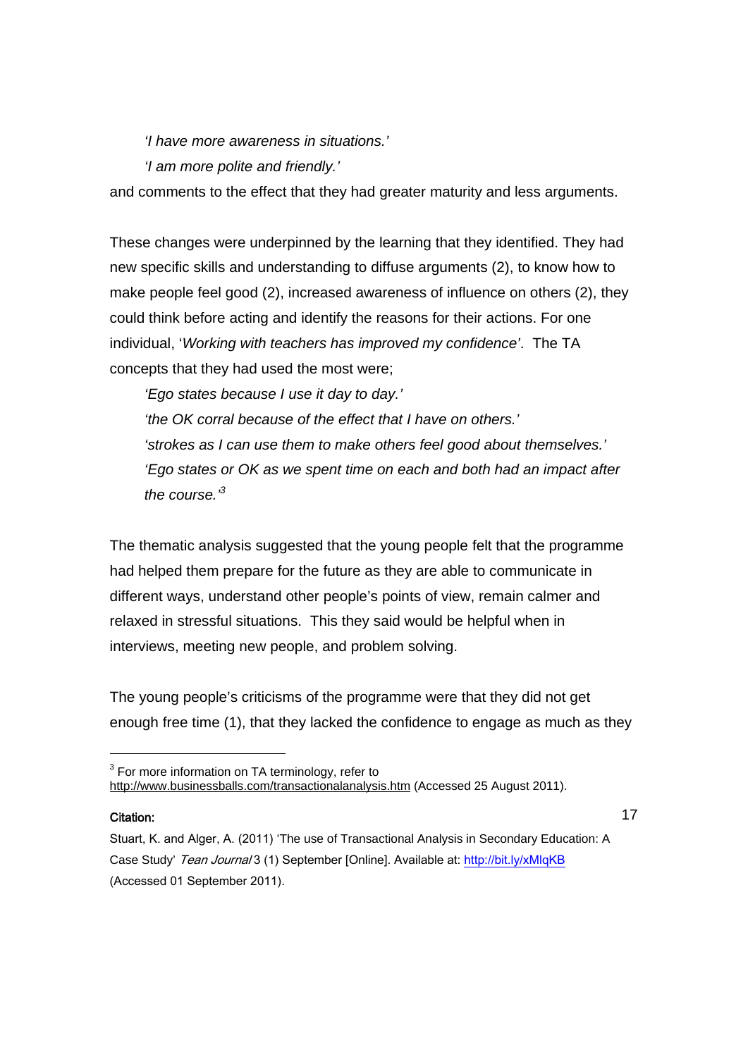*'I have more awareness in situations.'*

*'I am more polite and friendly.'*

and comments to the effect that they had greater maturity and less arguments.

These changes were underpinned by the learning that they identified. They had new specific skills and understanding to diffuse arguments (2), to know how to make people feel good (2), increased awareness of influence on others (2), they could think before acting and identify the reasons for their actions. For one individual, '*Working with teachers has improved my confidence*'. The TA concepts that they had used the most were;

*'Ego states because I use it day to day.'*

*'the OK corral because of the effect that I have on others.'*

*'strokes as I can use them to make others feel good about themselves.'*

*'Ego states or OK as we spent time on each and both had an impact after the course.'*[3]

The thematic analysis suggested that the young people felt that the programme had helped them prepare for the future as they are able to communicate in different ways, understand other people's points of view, remain calmer and relaxed in stressful situations. This they said would be helpful when in interviews, meeting new people, and problem solving.

The young people's criticisms of the programme were that they did not get enough free time (1), that they lacked the confidence to engage as much as they

---

[3] For more information on TA terminology, refer to http://www.businessballs.com/transactionalanalysis.htm (Accessed 25 August 2011).

**Citation:**

Stuart, K. and Alger, A. (2011) 'The use of Transactional Analysis in Secondary Education: A Case Study' *Tean Journal* 3 (1) September [Online]. Available at: http://bit.ly/xMlqKB (Accessed 01 September 2011).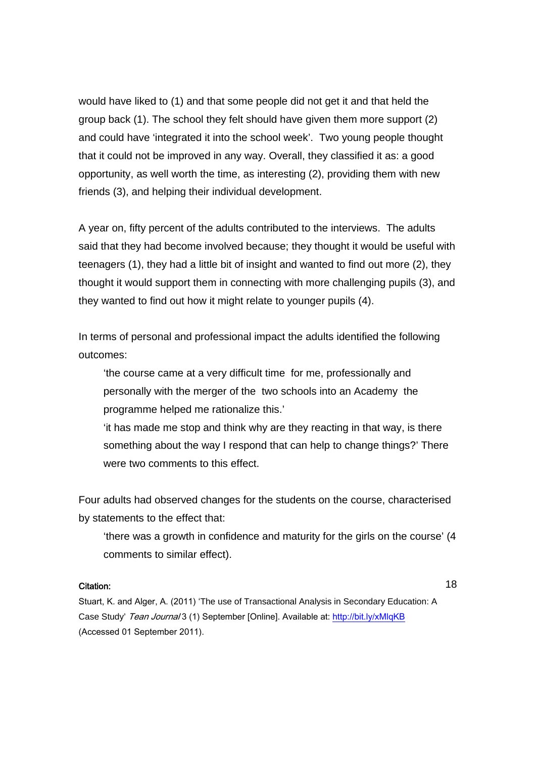would have liked to (1) and that some people did not get it and that held the group back (1). The school they felt should have given them more support (2) and could have 'integrated it into the school week'. Two young people thought that it could not be improved in any way. Overall, they classified it as: a good opportunity, as well worth the time, as interesting (2), providing them with new friends (3), and helping their individual development.

A year on, fifty percent of the adults contributed to the interviews. The adults said that they had become involved because; they thought it would be useful with teenagers (1), they had a little bit of insight and wanted to find out more (2), they thought it would support them in connecting with more challenging pupils (3), and they wanted to find out how it might relate to younger pupils (4).

In terms of personal and professional impact the adults identified the following outcomes:

> 'the course came at a very difficult time for me, professionally and personally with the merger of the two schools into an Academy the programme helped me rationalize this.'
>
> 'it has made me stop and think why are they reacting in that way, is there something about the way I respond that can help to change things?' There were two comments to this effect.

Four adults had observed changes for the students on the course, characterised by statements to the effect that:

> 'there was a growth in confidence and maturity for the girls on the course' (4 comments to similar effect).

**Citation:**

Stuart, K. and Alger, A. (2011) 'The use of Transactional Analysis in Secondary Education: A Case Study' *Tean Journal* 3 (1) September [Online]. Available at: http://bit.ly/xMlqKB (Accessed 01 September 2011).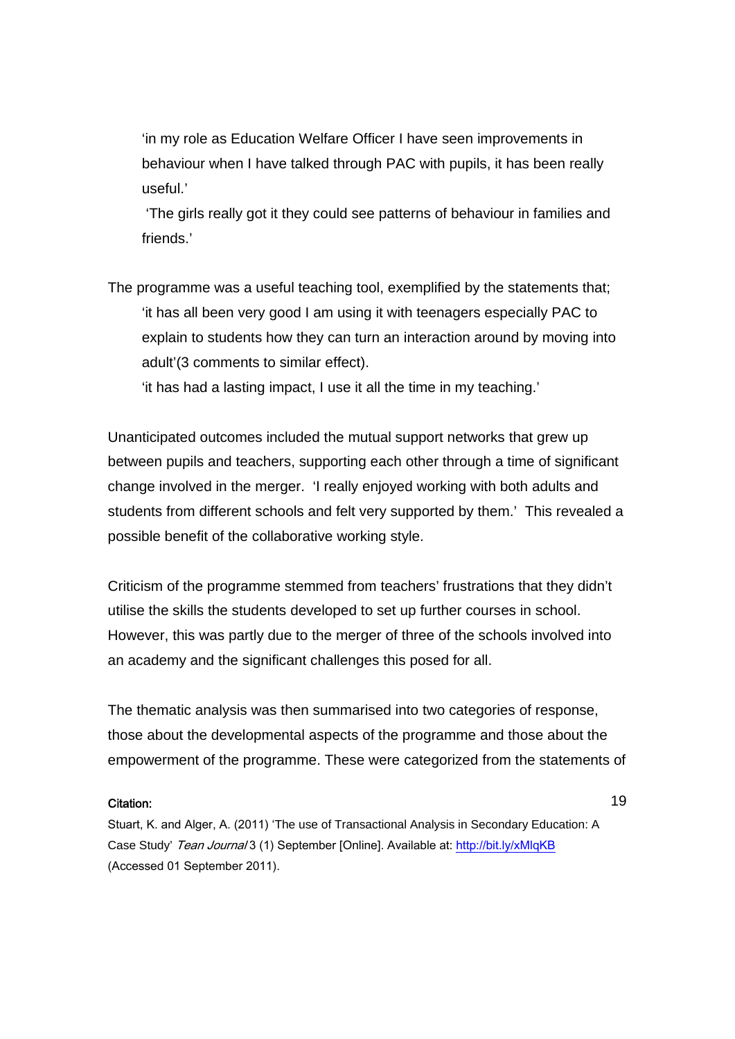> 'in my role as Education Welfare Officer I have seen improvements in behaviour when I have talked through PAC with pupils, it has been really useful.'
>
> 'The girls really got it they could see patterns of behaviour in families and friends.'

The programme was a useful teaching tool, exemplified by the statements that;

> 'it has all been very good I am using it with teenagers especially PAC to explain to students how they can turn an interaction around by moving into adult'(3 comments to similar effect).
>
> 'it has had a lasting impact, I use it all the time in my teaching.'

Unanticipated outcomes included the mutual support networks that grew up between pupils and teachers, supporting each other through a time of significant change involved in the merger. 'I really enjoyed working with both adults and students from different schools and felt very supported by them.' This revealed a possible benefit of the collaborative working style.

Criticism of the programme stemmed from teachers' frustrations that they didn't utilise the skills the students developed to set up further courses in school. However, this was partly due to the merger of three of the schools involved into an academy and the significant challenges this posed for all.

The thematic analysis was then summarised into two categories of response, those about the developmental aspects of the programme and those about the empowerment of the programme. These were categorized from the statements of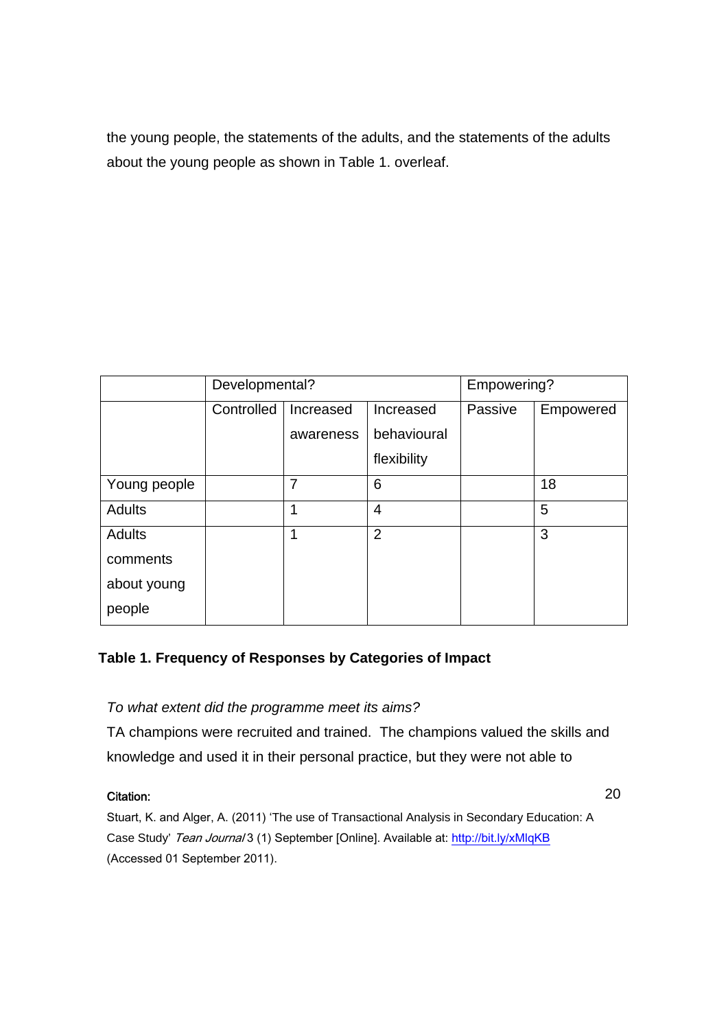the young people, the statements of the adults, and the statements of the adults about the young people as shown in Table 1. overleaf.

| | Developmental? | | | Empowering? | |
|---|---|---|---|---|---|
| | Controlled | Increased awareness | Increased behavioural flexibility | Passive | Empowered |
| Young people | | 7 | 6 | | 18 |
| Adults | | 1 | 4 | | 5 |
| Adults comments about young people | | 1 | 2 | | 3 |

**Table 1. Frequency of Responses by Categories of Impact**

*To what extent did the programme meet its aims?*

TA champions were recruited and trained. The champions valued the skills and knowledge and used it in their personal practice, but they were not able to

**Citation:**

Stuart, K. and Alger, A. (2011) 'The use of Transactional Analysis in Secondary Education: A Case Study' *Tean Journal* 3 (1) September [Online]. Available at: http://bit.ly/xMlqKB (Accessed 01 September 2011).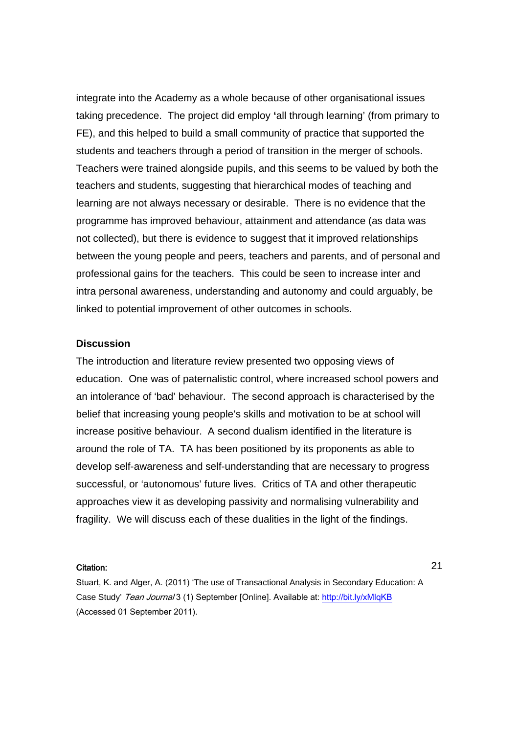integrate into the Academy as a whole because of other organisational issues taking precedence. The project did employ 'all through learning' (from primary to FE), and this helped to build a small community of practice that supported the students and teachers through a period of transition in the merger of schools. Teachers were trained alongside pupils, and this seems to be valued by both the teachers and students, suggesting that hierarchical modes of teaching and learning are not always necessary or desirable. There is no evidence that the programme has improved behaviour, attainment and attendance (as data was not collected), but there is evidence to suggest that it improved relationships between the young people and peers, teachers and parents, and of personal and professional gains for the teachers. This could be seen to increase inter and intra personal awareness, understanding and autonomy and could arguably, be linked to potential improvement of other outcomes in schools.

**Discussion**

The introduction and literature review presented two opposing views of education. One was of paternalistic control, where increased school powers and an intolerance of 'bad' behaviour. The second approach is characterised by the belief that increasing young people's skills and motivation to be at school will increase positive behaviour. A second dualism identified in the literature is around the role of TA. TA has been positioned by its proponents as able to develop self-awareness and self-understanding that are necessary to progress successful, or 'autonomous' future lives. Critics of TA and other therapeutic approaches view it as developing passivity and normalising vulnerability and fragility. We will discuss each of these dualities in the light of the findings.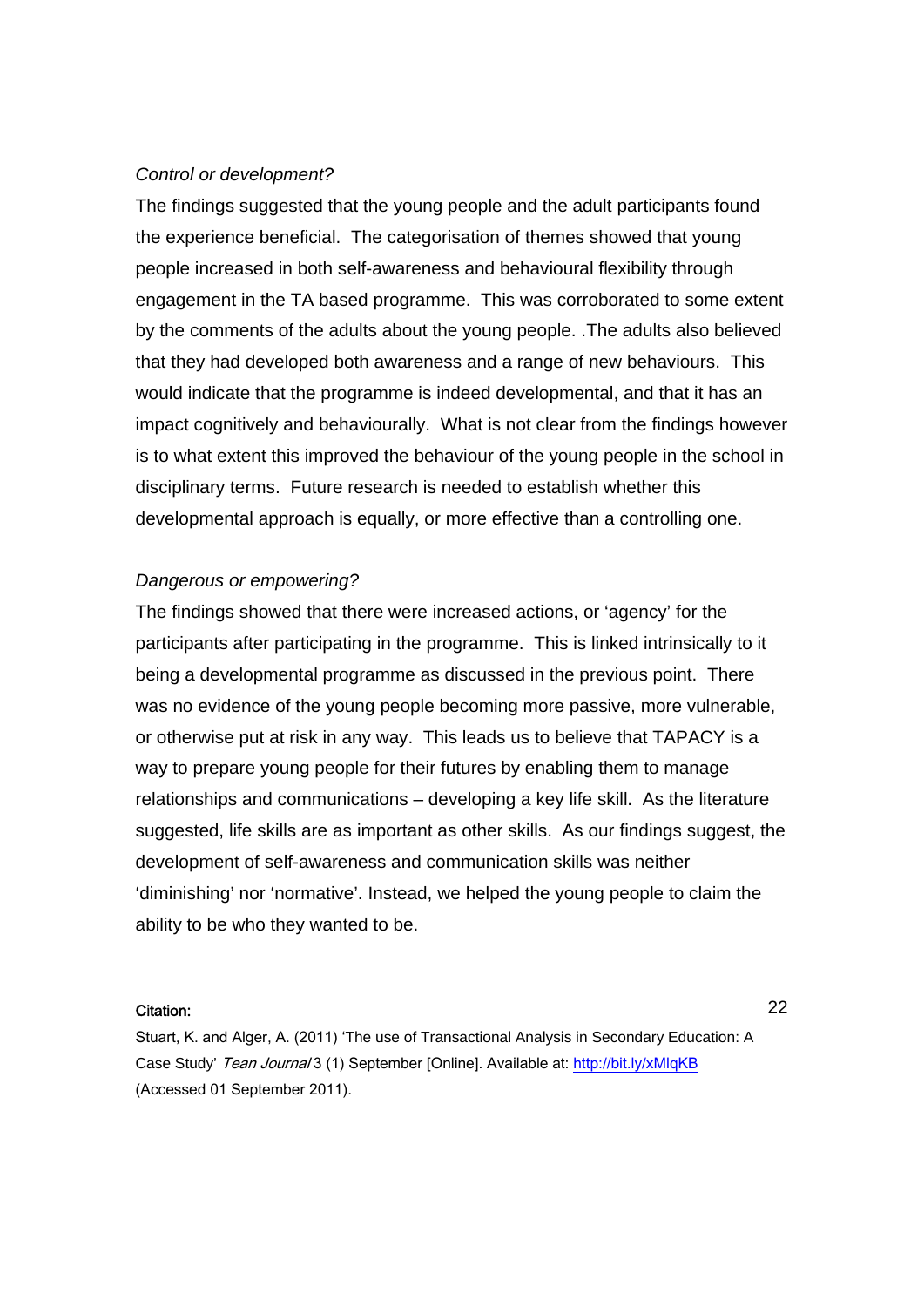*Control or development?*

The findings suggested that the young people and the adult participants found the experience beneficial. The categorisation of themes showed that young people increased in both self-awareness and behavioural flexibility through engagement in the TA based programme. This was corroborated to some extent by the comments of the adults about the young people. .The adults also believed that they had developed both awareness and a range of new behaviours. This would indicate that the programme is indeed developmental, and that it has an impact cognitively and behaviourally. What is not clear from the findings however is to what extent this improved the behaviour of the young people in the school in disciplinary terms. Future research is needed to establish whether this developmental approach is equally, or more effective than a controlling one.

*Dangerous or empowering?*

The findings showed that there were increased actions, or 'agency' for the participants after participating in the programme. This is linked intrinsically to it being a developmental programme as discussed in the previous point. There was no evidence of the young people becoming more passive, more vulnerable, or otherwise put at risk in any way. This leads us to believe that TAPACY is a way to prepare young people for their futures by enabling them to manage relationships and communications – developing a key life skill. As the literature suggested, life skills are as important as other skills. As our findings suggest, the development of self-awareness and communication skills was neither 'diminishing' nor 'normative'. Instead, we helped the young people to claim the ability to be who they wanted to be.

**Citation:**

Stuart, K. and Alger, A. (2011) 'The use of Transactional Analysis in Secondary Education: A Case Study' *Tean Journal* 3 (1) September [Online]. Available at: http://bit.ly/xMlqKB (Accessed 01 September 2011).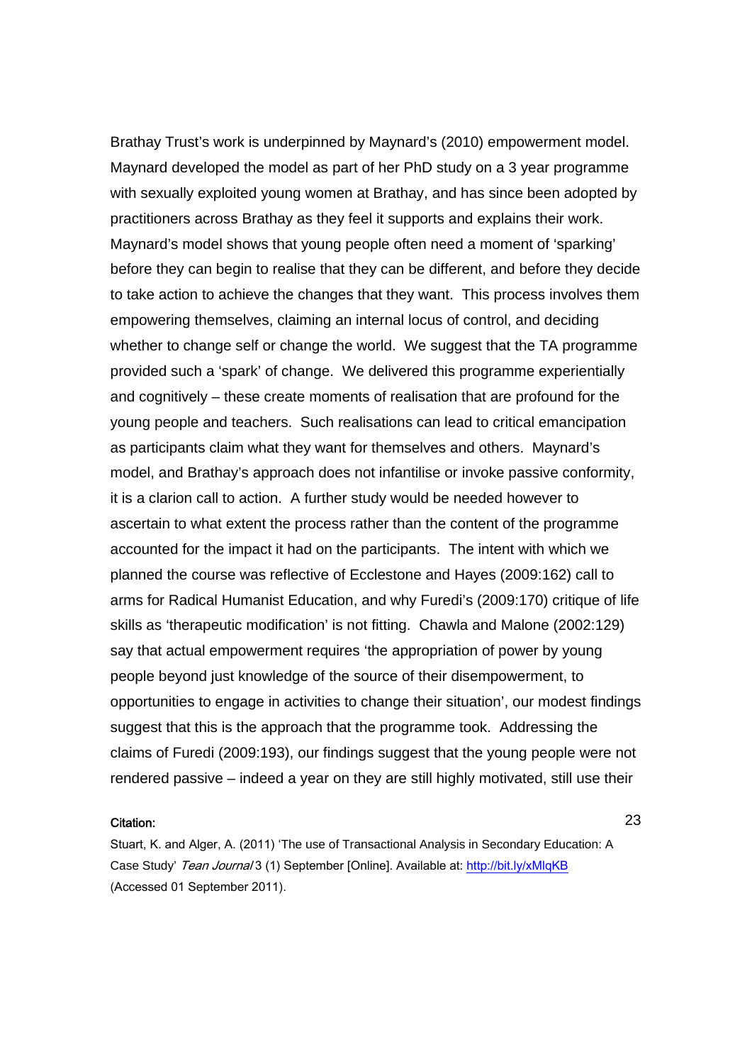Brathay Trust's work is underpinned by Maynard's (2010) empowerment model. Maynard developed the model as part of her PhD study on a 3 year programme with sexually exploited young women at Brathay, and has since been adopted by practitioners across Brathay as they feel it supports and explains their work. Maynard's model shows that young people often need a moment of 'sparking' before they can begin to realise that they can be different, and before they decide to take action to achieve the changes that they want. This process involves them empowering themselves, claiming an internal locus of control, and deciding whether to change self or change the world. We suggest that the TA programme provided such a 'spark' of change. We delivered this programme experientially and cognitively – these create moments of realisation that are profound for the young people and teachers. Such realisations can lead to critical emancipation as participants claim what they want for themselves and others. Maynard's model, and Brathay's approach does not infantilise or invoke passive conformity, it is a clarion call to action. A further study would be needed however to ascertain to what extent the process rather than the content of the programme accounted for the impact it had on the participants. The intent with which we planned the course was reflective of Ecclestone and Hayes (2009:162) call to arms for Radical Humanist Education, and why Furedi's (2009:170) critique of life skills as 'therapeutic modification' is not fitting. Chawla and Malone (2002:129) say that actual empowerment requires 'the appropriation of power by young people beyond just knowledge of the source of their disempowerment, to opportunities to engage in activities to change their situation', our modest findings suggest that this is the approach that the programme took. Addressing the claims of Furedi (2009:193), our findings suggest that the young people were not rendered passive – indeed a year on they are still highly motivated, still use their

**Citation:**

Stuart, K. and Alger, A. (2011) 'The use of Transactional Analysis in Secondary Education: A Case Study' *Tean Journal* 3 (1) September [Online]. Available at: http://bit.ly/xMlqKB (Accessed 01 September 2011).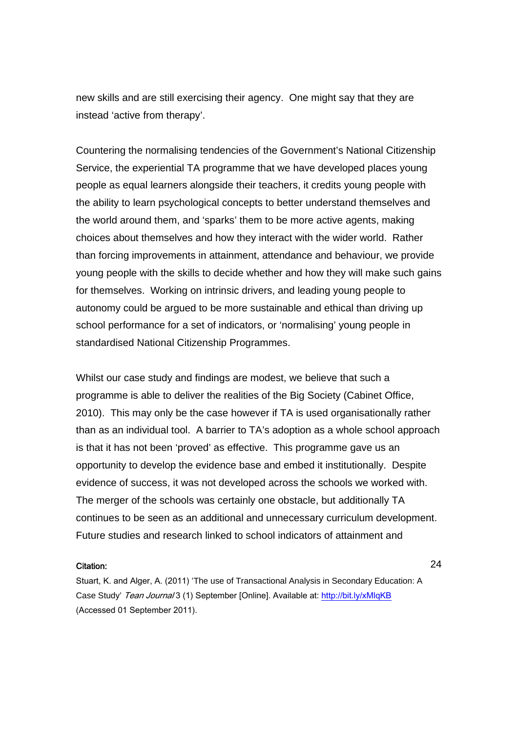new skills and are still exercising their agency. One might say that they are instead 'active from therapy'.

Countering the normalising tendencies of the Government's National Citizenship Service, the experiential TA programme that we have developed places young people as equal learners alongside their teachers, it credits young people with the ability to learn psychological concepts to better understand themselves and the world around them, and 'sparks' them to be more active agents, making choices about themselves and how they interact with the wider world. Rather than forcing improvements in attainment, attendance and behaviour, we provide young people with the skills to decide whether and how they will make such gains for themselves. Working on intrinsic drivers, and leading young people to autonomy could be argued to be more sustainable and ethical than driving up school performance for a set of indicators, or 'normalising' young people in standardised National Citizenship Programmes.

Whilst our case study and findings are modest, we believe that such a programme is able to deliver the realities of the Big Society (Cabinet Office, 2010). This may only be the case however if TA is used organisationally rather than as an individual tool. A barrier to TA's adoption as a whole school approach is that it has not been 'proved' as effective. This programme gave us an opportunity to develop the evidence base and embed it institutionally. Despite evidence of success, it was not developed across the schools we worked with. The merger of the schools was certainly one obstacle, but additionally TA continues to be seen as an additional and unnecessary curriculum development. Future studies and research linked to school indicators of attainment and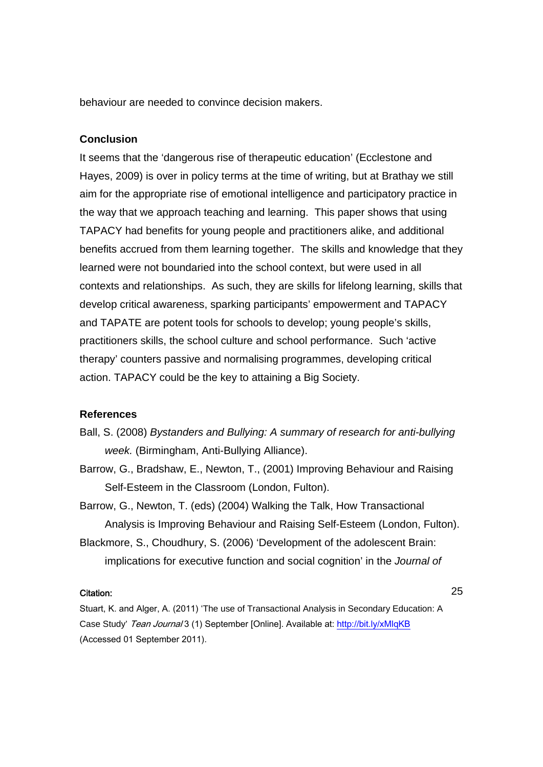behaviour are needed to convince decision makers.

**Conclusion**

It seems that the 'dangerous rise of therapeutic education' (Ecclestone and Hayes, 2009) is over in policy terms at the time of writing, but at Brathay we still aim for the appropriate rise of emotional intelligence and participatory practice in the way that we approach teaching and learning. This paper shows that using TAPACY had benefits for young people and practitioners alike, and additional benefits accrued from them learning together. The skills and knowledge that they learned were not boundaried into the school context, but were used in all contexts and relationships. As such, they are skills for lifelong learning, skills that develop critical awareness, sparking participants' empowerment and TAPACY and TAPATE are potent tools for schools to develop; young people's skills, practitioners skills, the school culture and school performance. Such 'active therapy' counters passive and normalising programmes, developing critical action. TAPACY could be the key to attaining a Big Society.

**References**

Ball, S. (2008) *Bystanders and Bullying: A summary of research for anti-bullying week.* (Birmingham, Anti-Bullying Alliance).

Barrow, G., Bradshaw, E., Newton, T., (2001) Improving Behaviour and Raising Self-Esteem in the Classroom (London, Fulton).

Barrow, G., Newton, T. (eds) (2004) Walking the Talk, How Transactional Analysis is Improving Behaviour and Raising Self-Esteem (London, Fulton).

Blackmore, S., Choudhury, S. (2006) 'Development of the adolescent Brain: implications for executive function and social cognition' in the *Journal of*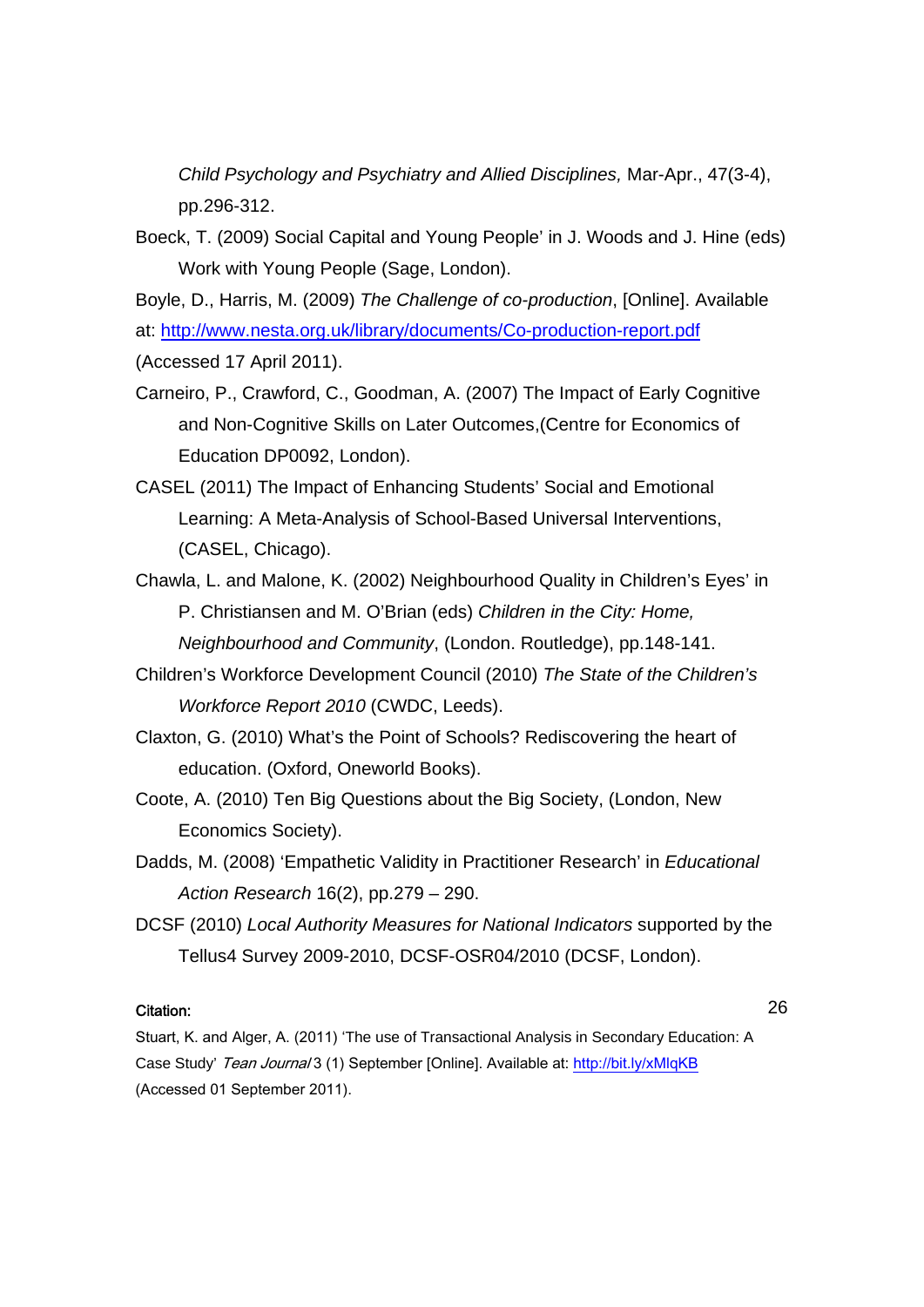*Child Psychology and Psychiatry and Allied Disciplines,* Mar-Apr., 47(3-4), pp.296-312.

Boeck, T. (2009) Social Capital and Young People' in J. Woods and J. Hine (eds) Work with Young People (Sage, London).

Boyle, D., Harris, M. (2009) *The Challenge of co-production*, [Online]. Available at: http://www.nesta.org.uk/library/documents/Co-production-report.pdf (Accessed 17 April 2011).

Carneiro, P., Crawford, C., Goodman, A. (2007) The Impact of Early Cognitive and Non-Cognitive Skills on Later Outcomes,(Centre for Economics of Education DP0092, London).

CASEL (2011) The Impact of Enhancing Students' Social and Emotional Learning: A Meta-Analysis of School-Based Universal Interventions, (CASEL, Chicago).

Chawla, L. and Malone, K. (2002) Neighbourhood Quality in Children's Eyes' in P. Christiansen and M. O'Brian (eds) *Children in the City: Home, Neighbourhood and Community*, (London. Routledge), pp.148-141.

Children's Workforce Development Council (2010) *The State of the Children's Workforce Report 2010* (CWDC, Leeds).

Claxton, G. (2010) What's the Point of Schools? Rediscovering the heart of education. (Oxford, Oneworld Books).

Coote, A. (2010) Ten Big Questions about the Big Society, (London, New Economics Society).

Dadds, M. (2008) 'Empathetic Validity in Practitioner Research' in *Educational Action Research* 16(2), pp.279 – 290.

DCSF (2010) *Local Authority Measures for National Indicators* supported by the Tellus4 Survey 2009-2010, DCSF-OSR04/2010 (DCSF, London).

**Citation:**

Stuart, K. and Alger, A. (2011) 'The use of Transactional Analysis in Secondary Education: A Case Study' *Tean Journal* 3 (1) September [Online]. Available at: http://bit.ly/xMlqKB (Accessed 01 September 2011).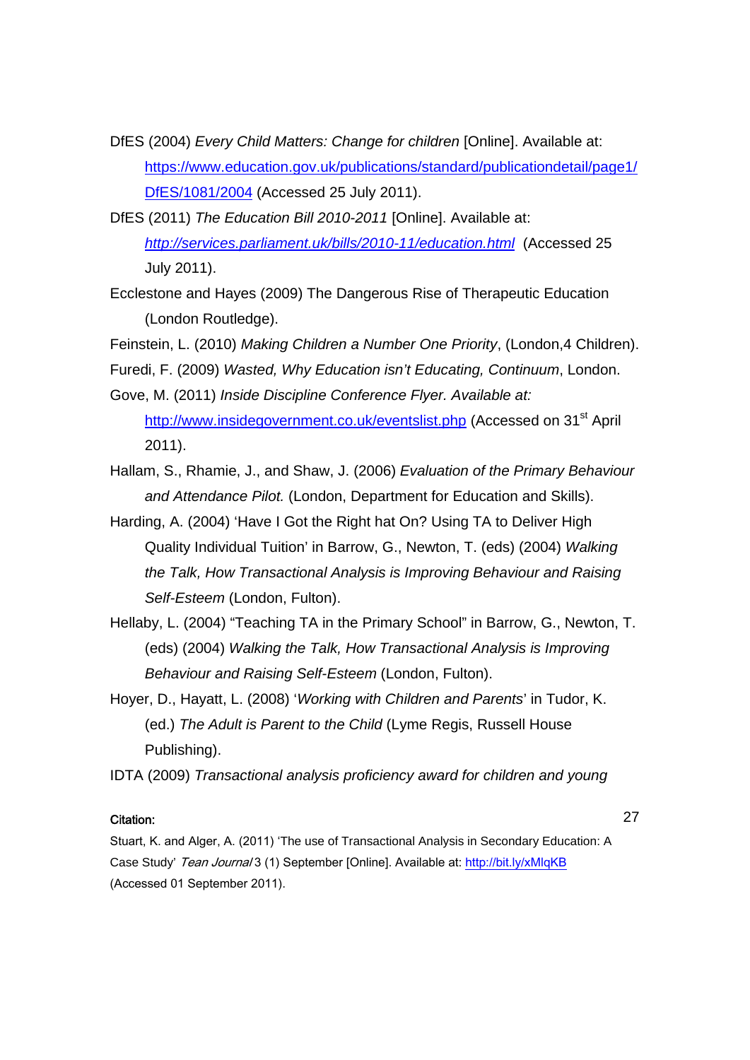DfES (2004) *Every Child Matters: Change for children* [Online]. Available at: https://www.education.gov.uk/publications/standard/publicationdetail/page1/DfES/1081/2004 (Accessed 25 July 2011).

DfES (2011) *The Education Bill 2010-2011* [Online]. Available at: *http://services.parliament.uk/bills/2010-11/education.html* (Accessed 25 July 2011).

Ecclestone and Hayes (2009) The Dangerous Rise of Therapeutic Education (London Routledge).

Feinstein, L. (2010) *Making Children a Number One Priority*, (London,4 Children).

Furedi, F. (2009) *Wasted, Why Education isn't Educating, Continuum*, London.

Gove, M. (2011) *Inside Discipline Conference Flyer. Available at:* http://www.insidegovernment.co.uk/eventslist.php (Accessed on 31st April 2011).

Hallam, S., Rhamie, J., and Shaw, J. (2006) *Evaluation of the Primary Behaviour and Attendance Pilot.* (London, Department for Education and Skills).

Harding, A. (2004) 'Have I Got the Right hat On? Using TA to Deliver High Quality Individual Tuition' in Barrow, G., Newton, T. (eds) (2004) *Walking the Talk, How Transactional Analysis is Improving Behaviour and Raising Self-Esteem* (London, Fulton).

Hellaby, L. (2004) "Teaching TA in the Primary School" in Barrow, G., Newton, T. (eds) (2004) *Walking the Talk, How Transactional Analysis is Improving Behaviour and Raising Self-Esteem* (London, Fulton).

Hoyer, D., Hayatt, L. (2008) '*Working with Children and Parents*' in Tudor, K. (ed.) *The Adult is Parent to the Child* (Lyme Regis, Russell House Publishing).

IDTA (2009) *Transactional analysis proficiency award for children and young*

**Citation:**

Stuart, K. and Alger, A. (2011) 'The use of Transactional Analysis in Secondary Education: A Case Study' *Tean Journal* 3 (1) September [Online]. Available at: http://bit.ly/xMlqKB (Accessed 01 September 2011).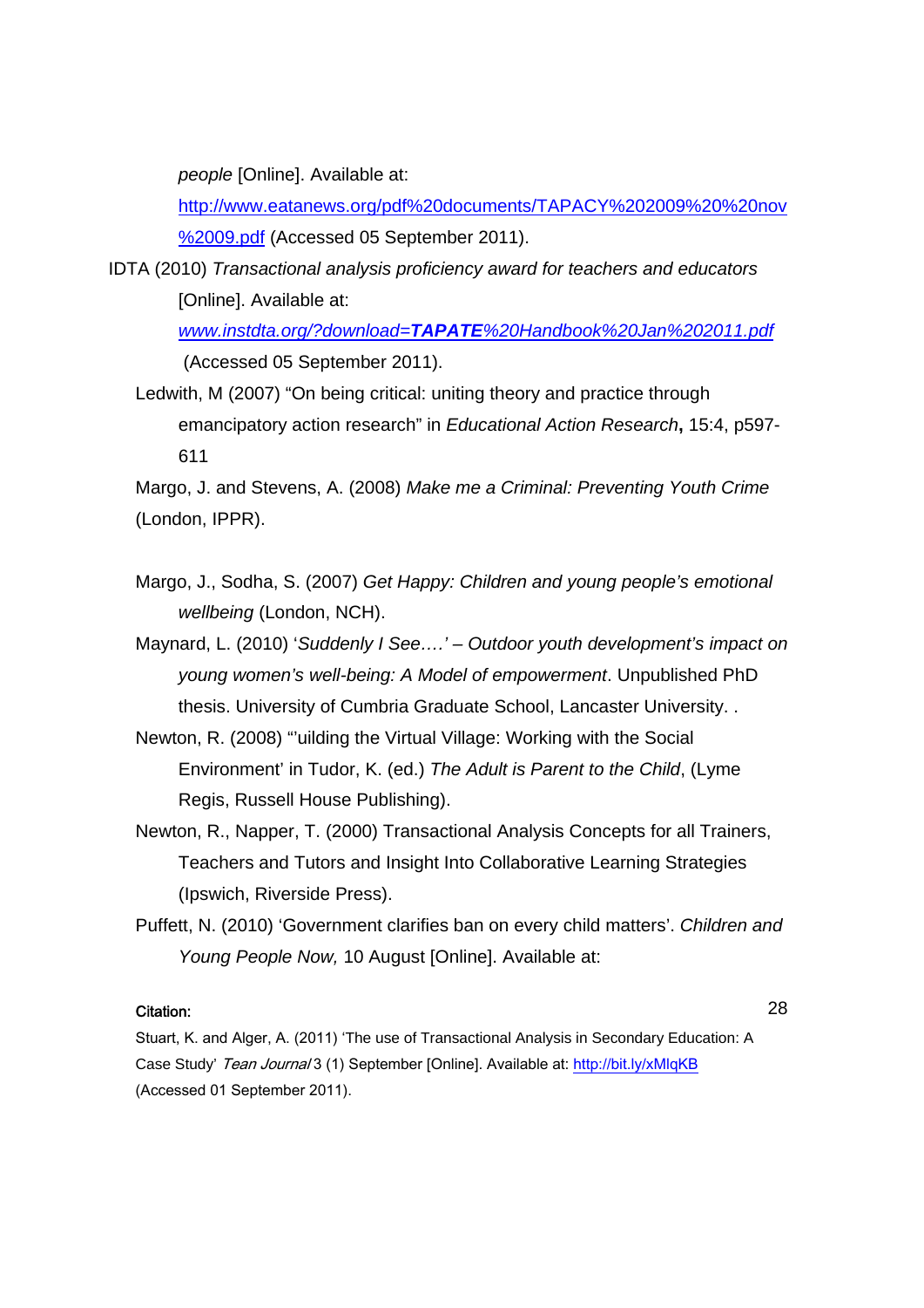*people* [Online]. Available at: http://www.eatanews.org/pdf%20documents/TAPACY%202009%20%20nov%2009.pdf (Accessed 05 September 2011).

IDTA (2010) *Transactional analysis proficiency award for teachers and educators* [Online]. Available at: *www.instdta.org/?download=**TAPATE**%20Handbook%20Jan%202011.pdf* (Accessed 05 September 2011).

Ledwith, M (2007) "On being critical: uniting theory and practice through emancipatory action research" in *Educational Action Research***,** 15:4, p597-611

Margo, J. and Stevens, A. (2008) *Make me a Criminal: Preventing Youth Crime* (London, IPPR).

Margo, J., Sodha, S. (2007) *Get Happy: Children and young people's emotional wellbeing* (London, NCH).

Maynard, L. (2010) '*Suddenly I See….' – Outdoor youth development's impact on young women's well-being: A Model of empowerment*. Unpublished PhD thesis. University of Cumbria Graduate School, Lancaster University. .

Newton, R. (2008) "'uilding the Virtual Village: Working with the Social Environment' in Tudor, K. (ed.) *The Adult is Parent to the Child*, (Lyme Regis, Russell House Publishing).

Newton, R., Napper, T. (2000) Transactional Analysis Concepts for all Trainers, Teachers and Tutors and Insight Into Collaborative Learning Strategies (Ipswich, Riverside Press).

Puffett, N. (2010) 'Government clarifies ban on every child matters'. *Children and Young People Now,* 10 August [Online]. Available at:

**Citation:**

Stuart, K. and Alger, A. (2011) 'The use of Transactional Analysis in Secondary Education: A Case Study' *Tean Journal* 3 (1) September [Online]. Available at: http://bit.ly/xMlqKB (Accessed 01 September 2011).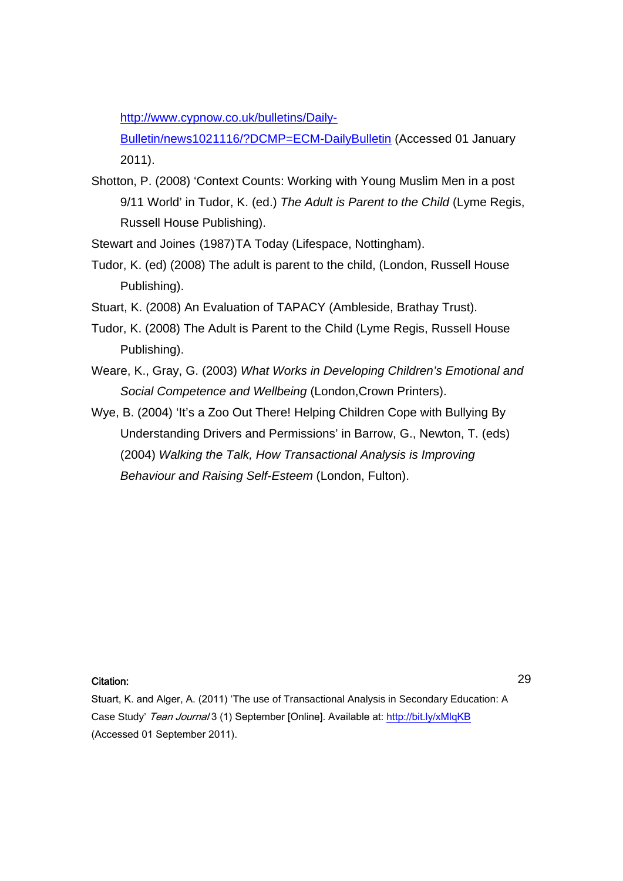http://www.cypnow.co.uk/bulletins/Daily-Bulletin/news1021116/?DCMP=ECM-DailyBulletin (Accessed 01 January 2011).

Shotton, P. (2008) 'Context Counts: Working with Young Muslim Men in a post 9/11 World' in Tudor, K. (ed.) *The Adult is Parent to the Child* (Lyme Regis, Russell House Publishing).

Stewart and Joines (1987) TA Today (Lifespace, Nottingham).

Tudor, K. (ed) (2008) The adult is parent to the child, (London, Russell House Publishing).

Stuart, K. (2008) An Evaluation of TAPACY (Ambleside, Brathay Trust).

Tudor, K. (2008) The Adult is Parent to the Child (Lyme Regis, Russell House Publishing).

Weare, K., Gray, G. (2003) *What Works in Developing Children's Emotional and Social Competence and Wellbeing* (London,Crown Printers).

Wye, B. (2004) 'It's a Zoo Out There! Helping Children Cope with Bullying By Understanding Drivers and Permissions' in Barrow, G., Newton, T. (eds) (2004) *Walking the Talk, How Transactional Analysis is Improving Behaviour and Raising Self-Esteem* (London, Fulton).

**Citation:**

Stuart, K. and Alger, A. (2011) 'The use of Transactional Analysis in Secondary Education: A Case Study' *Tean Journal* 3 (1) September [Online]. Available at: http://bit.ly/xMlqKB (Accessed 01 September 2011).